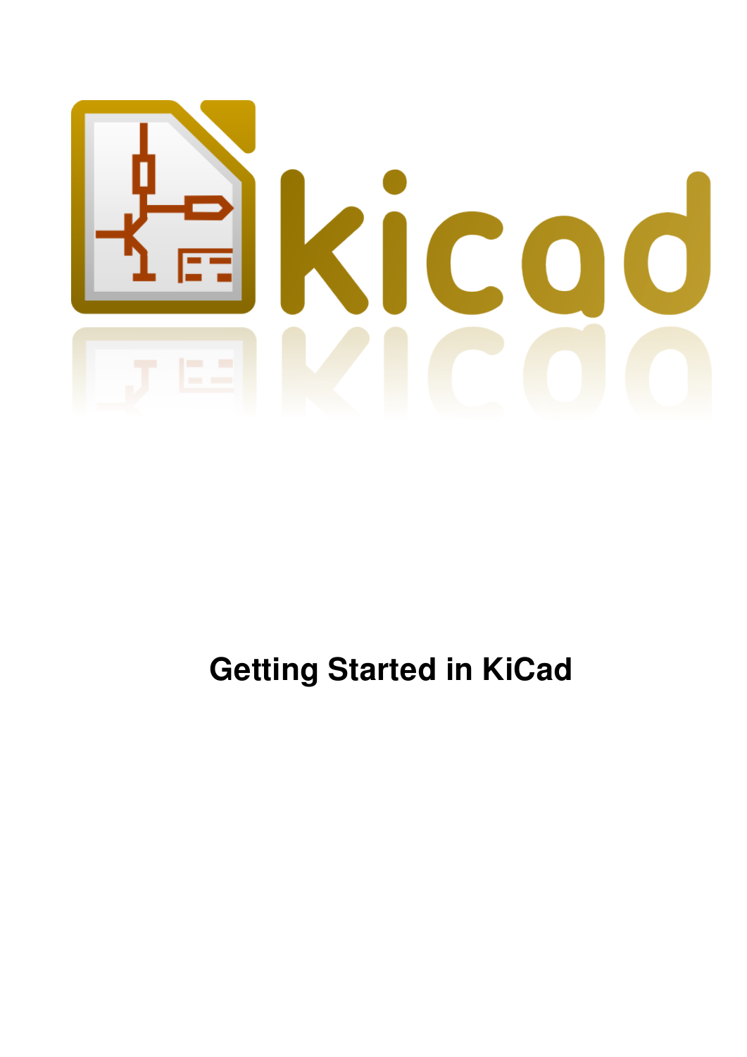# Getting Started in KiCad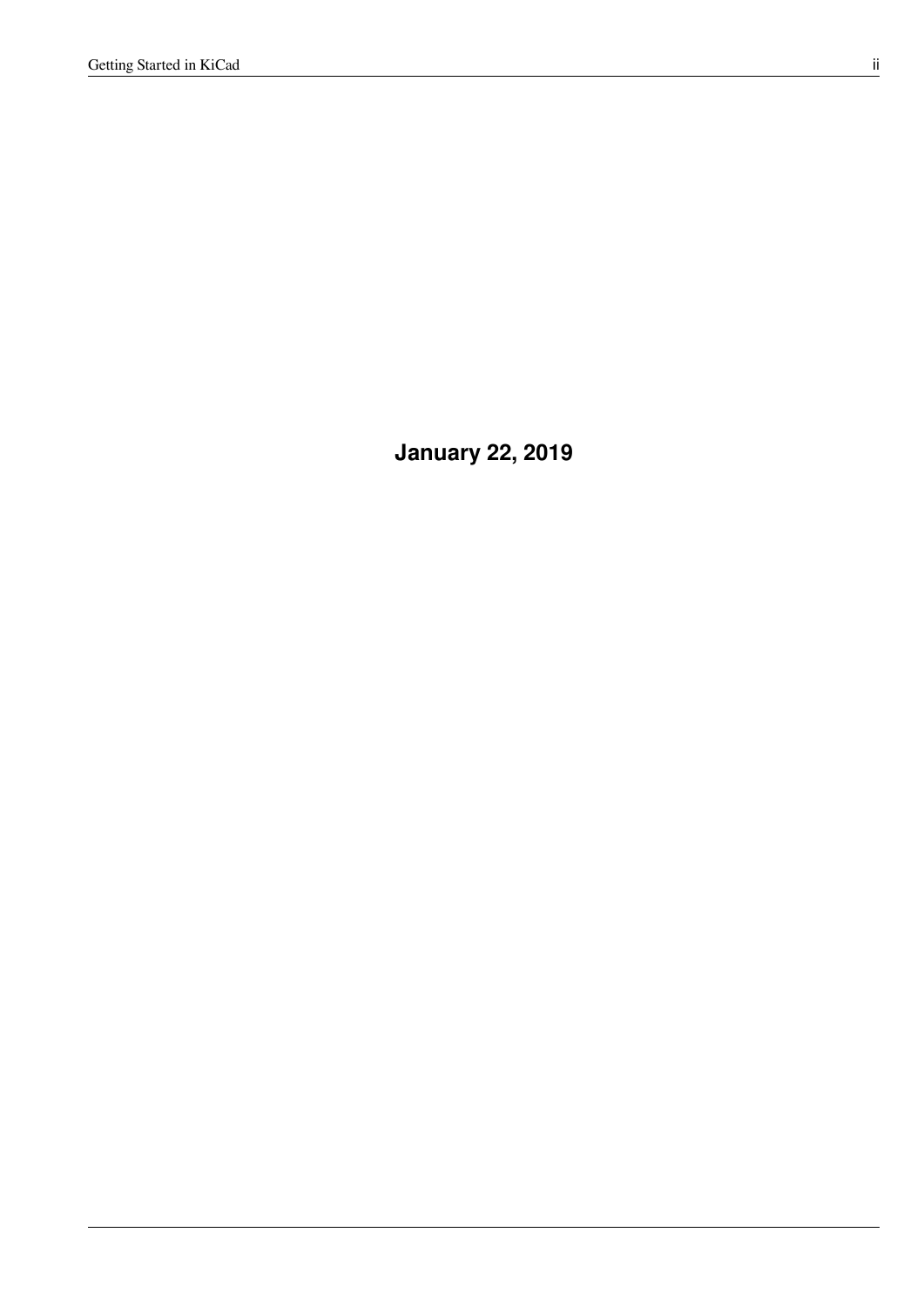**January 22, 2019**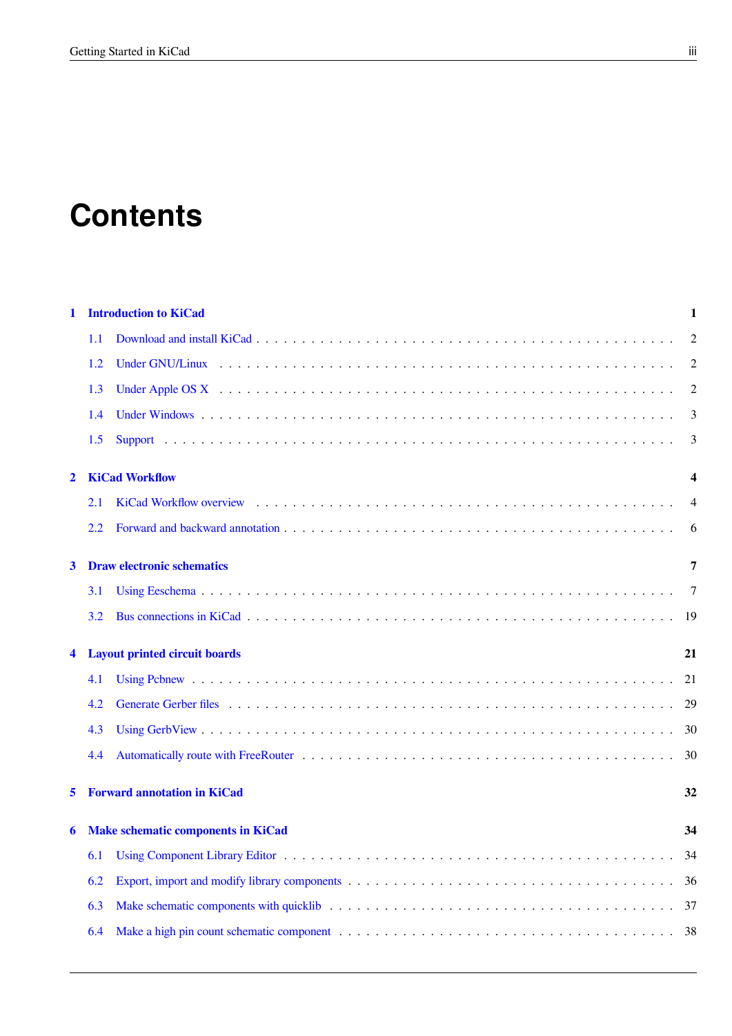# Contents

**1 Introduction to KiCad** **1**

1.1 Download and install KiCad . . . . . . . . . . . . . . . . . . . . . . . . . . . . . . . . . . . . . . . . . . 2

1.2 Under GNU/Linux . . . . . . . . . . . . . . . . . . . . . . . . . . . . . . . . . . . . . . . . . . . . . . 2

1.3 Under Apple OS X . . . . . . . . . . . . . . . . . . . . . . . . . . . . . . . . . . . . . . . . . . . . . . 2

1.4 Under Windows . . . . . . . . . . . . . . . . . . . . . . . . . . . . . . . . . . . . . . . . . . . . . . . 3

1.5 Support . . . . . . . . . . . . . . . . . . . . . . . . . . . . . . . . . . . . . . . . . . . . . . . . . . . 3

**2 KiCad Workflow** **4**

2.1 KiCad Workflow overview . . . . . . . . . . . . . . . . . . . . . . . . . . . . . . . . . . . . . . . . . 4

2.2 Forward and backward annotation . . . . . . . . . . . . . . . . . . . . . . . . . . . . . . . . . . . . . 6

**3 Draw electronic schematics** **7**

3.1 Using Eeschema . . . . . . . . . . . . . . . . . . . . . . . . . . . . . . . . . . . . . . . . . . . . . . . 7

3.2 Bus connections in KiCad . . . . . . . . . . . . . . . . . . . . . . . . . . . . . . . . . . . . . . . . . . 19

**4 Layout printed circuit boards** **21**

4.1 Using Pcbnew . . . . . . . . . . . . . . . . . . . . . . . . . . . . . . . . . . . . . . . . . . . . . . . . 21

4.2 Generate Gerber files . . . . . . . . . . . . . . . . . . . . . . . . . . . . . . . . . . . . . . . . . . . . 29

4.3 Using GerbView . . . . . . . . . . . . . . . . . . . . . . . . . . . . . . . . . . . . . . . . . . . . . . . 30

4.4 Automatically route with FreeRouter . . . . . . . . . . . . . . . . . . . . . . . . . . . . . . . . . . . . 30

**5 Forward annotation in KiCad** **32**

**6 Make schematic components in KiCad** **34**

6.1 Using Component Library Editor . . . . . . . . . . . . . . . . . . . . . . . . . . . . . . . . . . . . . . 34

6.2 Export, import and modify library components . . . . . . . . . . . . . . . . . . . . . . . . . . . . . . . 36

6.3 Make schematic components with quicklib . . . . . . . . . . . . . . . . . . . . . . . . . . . . . . . . . 37

6.4 Make a high pin count schematic component . . . . . . . . . . . . . . . . . . . . . . . . . . . . . . . . 38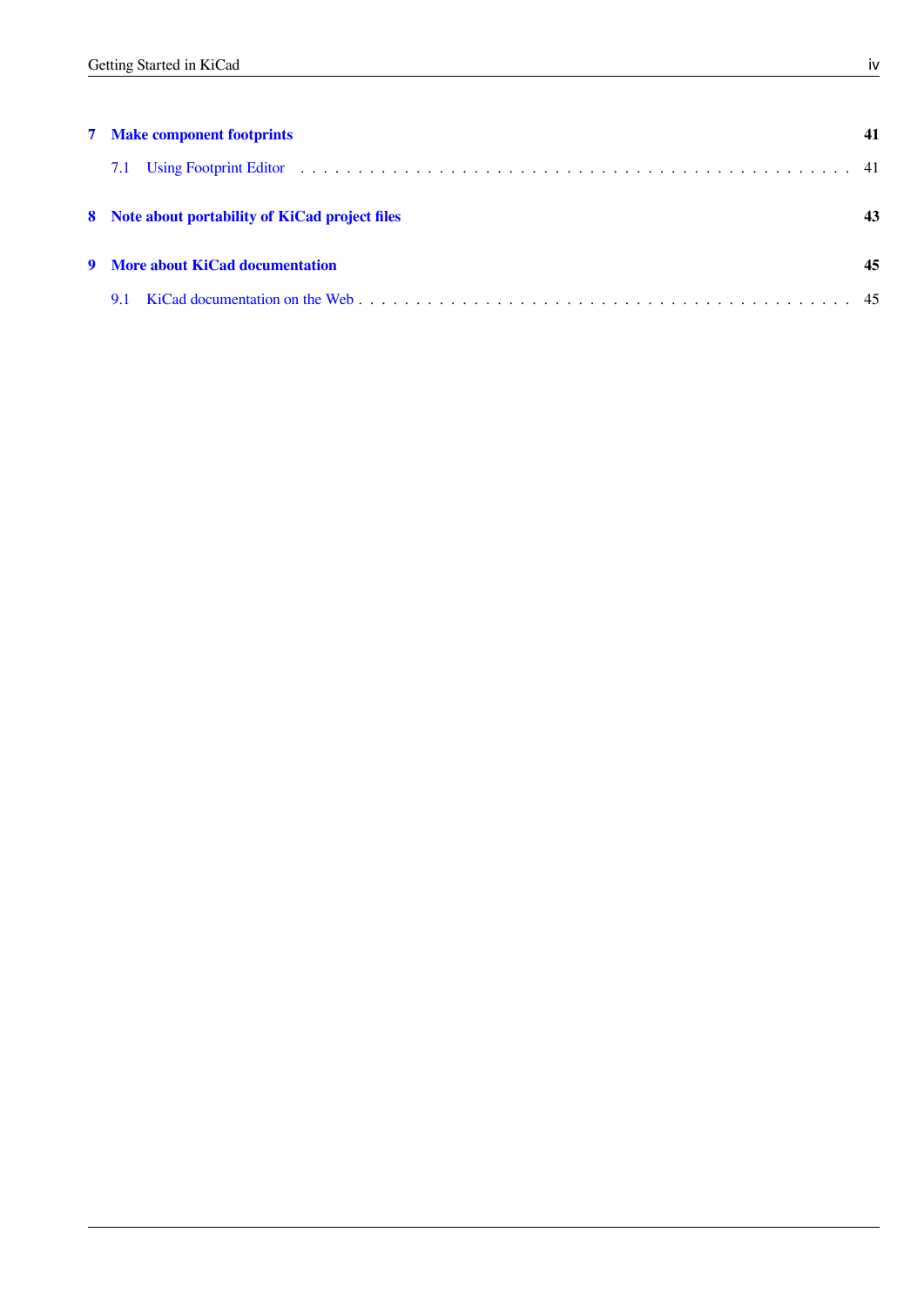**7 Make component footprints** **41**

7.1 Using Footprint Editor . . . . . . . . . . . . . . . . . . . . . . . . . . . . . . . . . . . . . . . . . . . . . . . . 41

**8 Note about portability of KiCad project files** **43**

**9 More about KiCad documentation** **45**

9.1 KiCad documentation on the Web . . . . . . . . . . . . . . . . . . . . . . . . . . . . . . . . . . . . . . . . . 45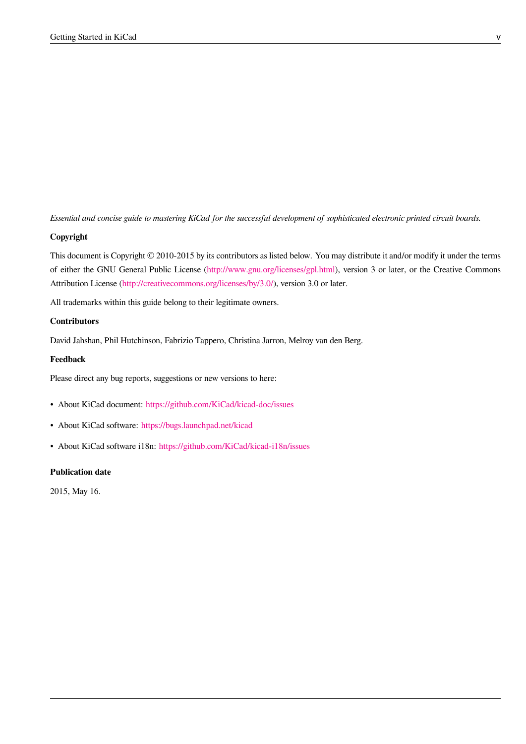*Essential and concise guide to mastering KiCad for the successful development of sophisticated electronic printed circuit boards.*

**Copyright**

This document is Copyright © 2010-2015 by its contributors as listed below. You may distribute it and/or modify it under the terms of either the GNU General Public License (http://www.gnu.org/licenses/gpl.html), version 3 or later, or the Creative Commons Attribution License (http://creativecommons.org/licenses/by/3.0/), version 3.0 or later.

All trademarks within this guide belong to their legitimate owners.

**Contributors**

David Jahshan, Phil Hutchinson, Fabrizio Tappero, Christina Jarron, Melroy van den Berg.

**Feedback**

Please direct any bug reports, suggestions or new versions to here:

- About KiCad document: https://github.com/KiCad/kicad-doc/issues
- About KiCad software: https://bugs.launchpad.net/kicad
- About KiCad software i18n: https://github.com/KiCad/kicad-i18n/issues

**Publication date**

2015, May 16.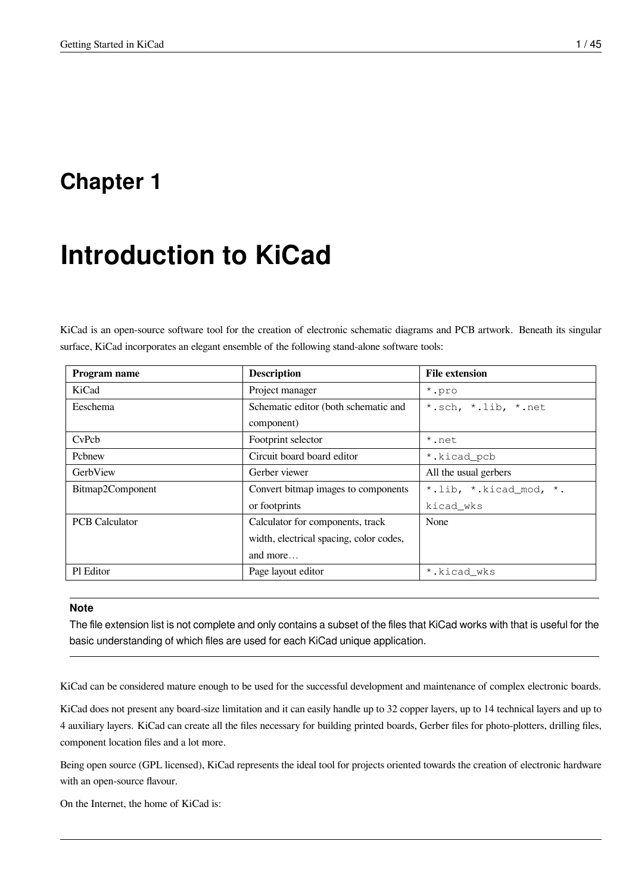# Chapter 1

# Introduction to KiCad

KiCad is an open-source software tool for the creation of electronic schematic diagrams and PCB artwork. Beneath its singular surface, KiCad incorporates an elegant ensemble of the following stand-alone software tools:

| Program name | Description | File extension |
| --- | --- | --- |
| KiCad | Project manager | `*.pro` |
| Eeschema | Schematic editor (both schematic and component) | `*.sch, *.lib, *.net` |
| CvPcb | Footprint selector | `*.net` |
| Pcbnew | Circuit board board editor | `*.kicad_pcb` |
| GerbView | Gerber viewer | All the usual gerbers |
| Bitmap2Component | Convert bitmap images to components or footprints | `*.lib, *.kicad_mod, *.kicad_wks` |
| PCB Calculator | Calculator for components, track width, electrical spacing, color codes, and more… | None |
| Pl Editor | Page layout editor | `*.kicad_wks` |

**Note**

The file extension list is not complete and only contains a subset of the files that KiCad works with that is useful for the basic understanding of which files are used for each KiCad unique application.

KiCad can be considered mature enough to be used for the successful development and maintenance of complex electronic boards.

KiCad does not present any board-size limitation and it can easily handle up to 32 copper layers, up to 14 technical layers and up to 4 auxiliary layers. KiCad can create all the files necessary for building printed boards, Gerber files for photo-plotters, drilling files, component location files and a lot more.

Being open source (GPL licensed), KiCad represents the ideal tool for projects oriented towards the creation of electronic hardware with an open-source flavour.

On the Internet, the home of KiCad is: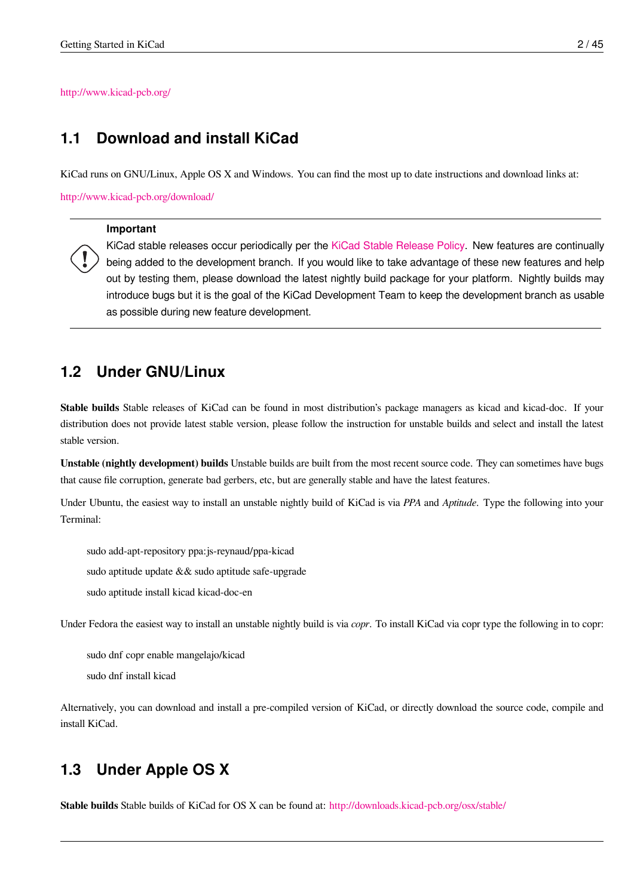http://www.kicad-pcb.org/

## 1.1 Download and install KiCad

KiCad runs on GNU/Linux, Apple OS X and Windows. You can find the most up to date instructions and download links at:

http://www.kicad-pcb.org/download/

> **Important**
>
> KiCad stable releases occur periodically per the KiCad Stable Release Policy. New features are continually being added to the development branch. If you would like to take advantage of these new features and help out by testing them, please download the latest nightly build package for your platform. Nightly builds may introduce bugs but it is the goal of the KiCad Development Team to keep the development branch as usable as possible during new feature development.

## 1.2 Under GNU/Linux

**Stable builds** Stable releases of KiCad can be found in most distribution's package managers as kicad and kicad-doc. If your distribution does not provide latest stable version, please follow the instruction for unstable builds and select and install the latest stable version.

**Unstable (nightly development) builds** Unstable builds are built from the most recent source code. They can sometimes have bugs that cause file corruption, generate bad gerbers, etc, but are generally stable and have the latest features.

Under Ubuntu, the easiest way to install an unstable nightly build of KiCad is via *PPA* and *Aptitude*. Type the following into your Terminal:

```
sudo add-apt-repository ppa:js-reynaud/ppa-kicad
sudo aptitude update && sudo aptitude safe-upgrade
sudo aptitude install kicad kicad-doc-en
```

Under Fedora the easiest way to install an unstable nightly build is via *copr*. To install KiCad via copr type the following in to copr:

```
sudo dnf copr enable mangelajo/kicad
sudo dnf install kicad
```

Alternatively, you can download and install a pre-compiled version of KiCad, or directly download the source code, compile and install KiCad.

## 1.3 Under Apple OS X

**Stable builds** Stable builds of KiCad for OS X can be found at: http://downloads.kicad-pcb.org/osx/stable/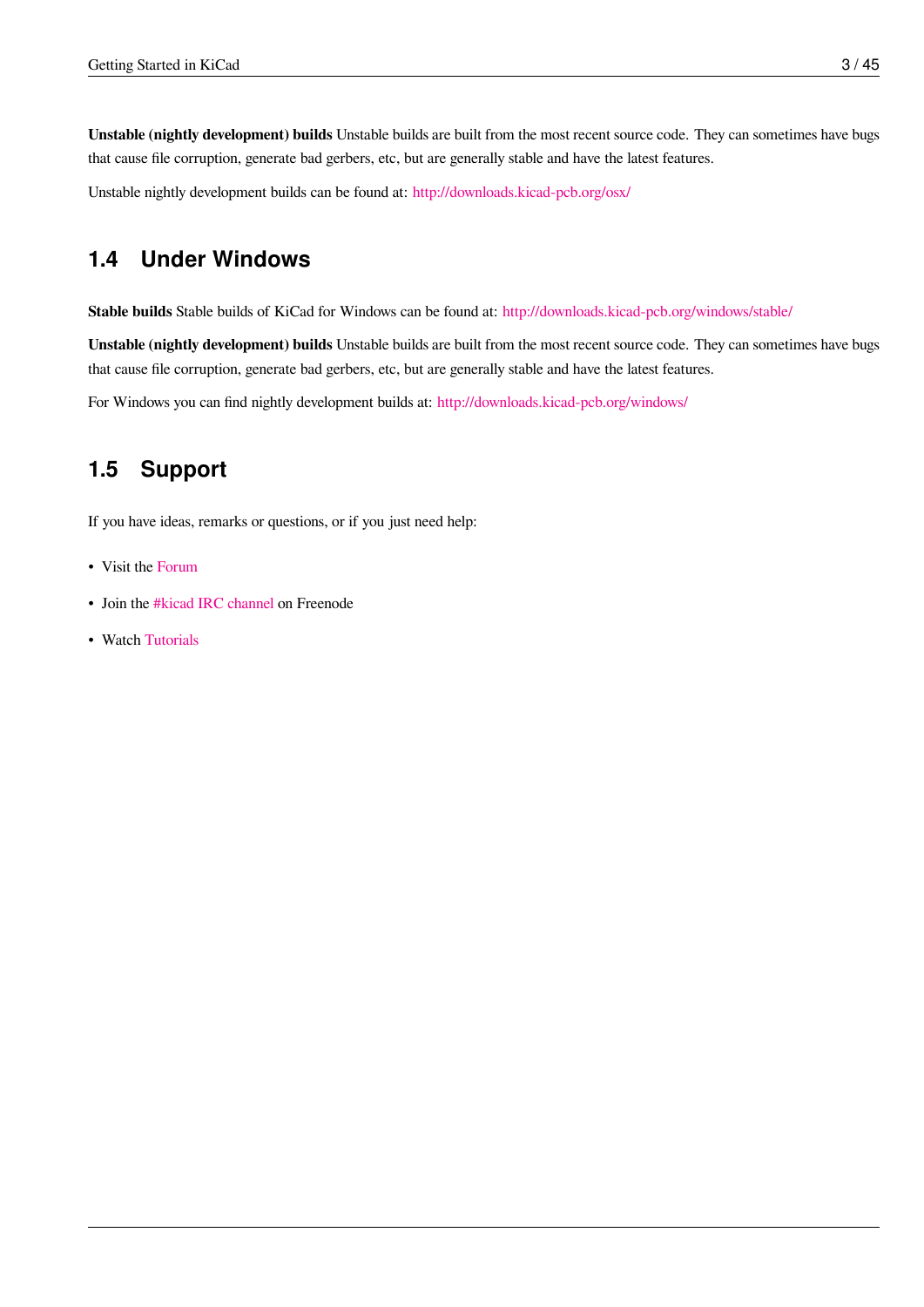**Unstable (nightly development) builds** Unstable builds are built from the most recent source code. They can sometimes have bugs that cause file corruption, generate bad gerbers, etc, but are generally stable and have the latest features.

Unstable nightly development builds can be found at: http://downloads.kicad-pcb.org/osx/

## 1.4 Under Windows

**Stable builds** Stable builds of KiCad for Windows can be found at: http://downloads.kicad-pcb.org/windows/stable/

**Unstable (nightly development) builds** Unstable builds are built from the most recent source code. They can sometimes have bugs that cause file corruption, generate bad gerbers, etc, but are generally stable and have the latest features.

For Windows you can find nightly development builds at: http://downloads.kicad-pcb.org/windows/

## 1.5 Support

If you have ideas, remarks or questions, or if you just need help:

- Visit the Forum
- Join the #kicad IRC channel on Freenode
- Watch Tutorials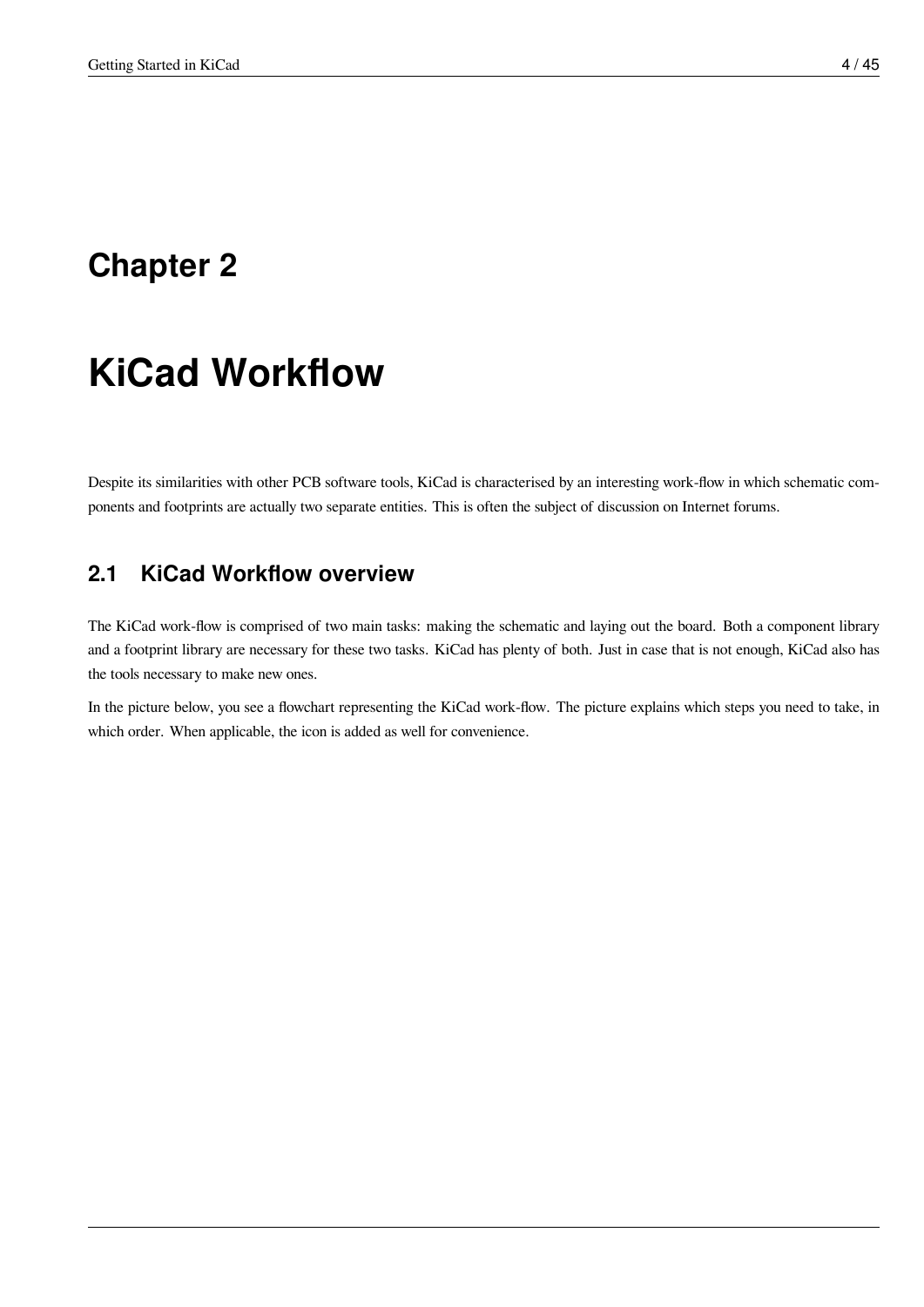# Chapter 2

# KiCad Workflow

Despite its similarities with other PCB software tools, KiCad is characterised by an interesting work-flow in which schematic components and footprints are actually two separate entities. This is often the subject of discussion on Internet forums.

## 2.1 KiCad Workflow overview

The KiCad work-flow is comprised of two main tasks: making the schematic and laying out the board. Both a component library and a footprint library are necessary for these two tasks. KiCad has plenty of both. Just in case that is not enough, KiCad also has the tools necessary to make new ones.

In the picture below, you see a flowchart representing the KiCad work-flow. The picture explains which steps you need to take, in which order. When applicable, the icon is added as well for convenience.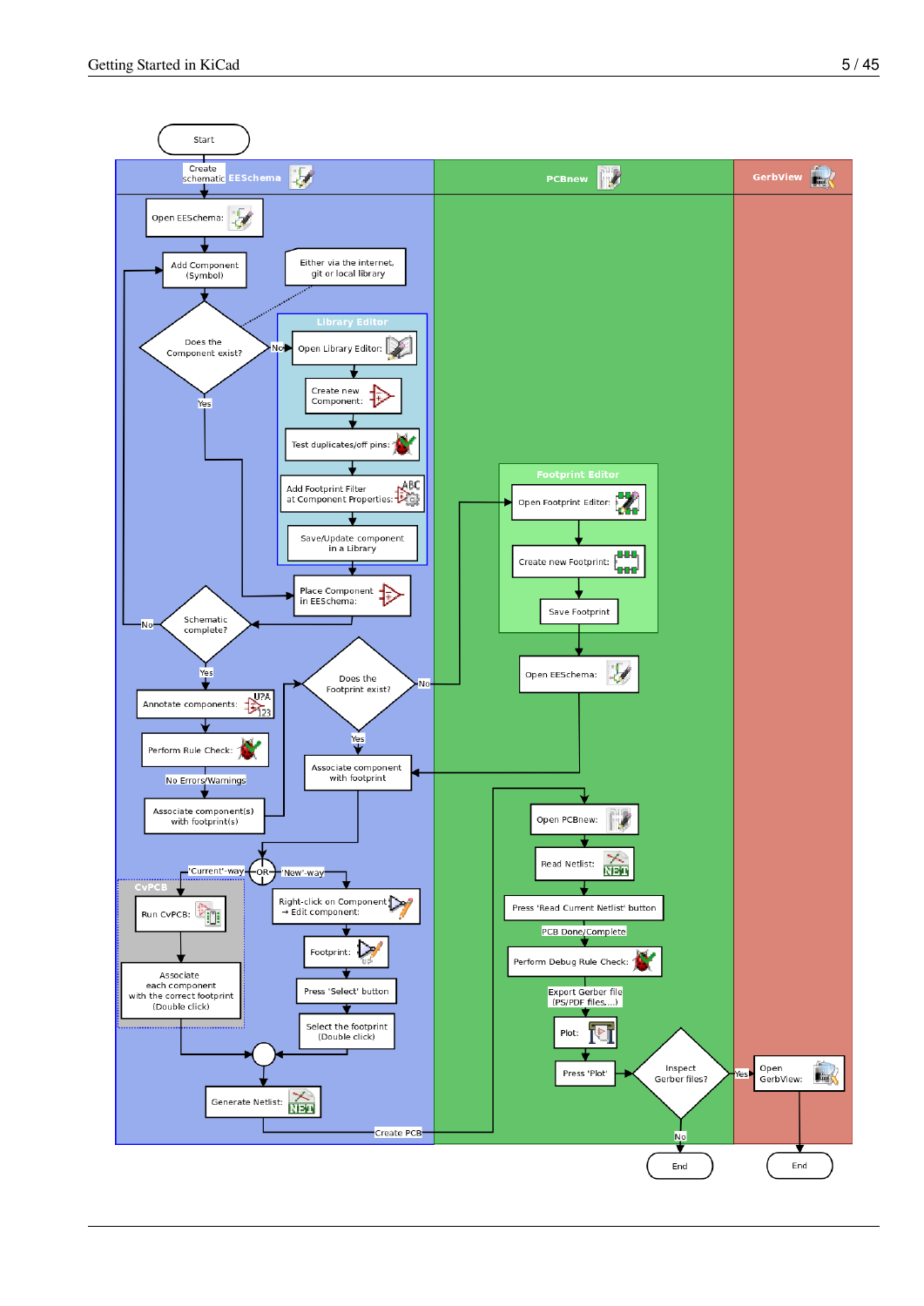Start

Create schematic

**EESchema**

Open EESchema:

Add Component (Symbol)

Either via the internet, git or local library

Does the Component exist?

No

**Library Editor**

Open Library Editor:

Create new Component:

Test duplicates/off pins:

Add Footprint Filter at Component Properties:

Save/Update component in a Library

Yes

Place Component in EESchema:

Schematic complete?

No

Yes

Annotate components:

Perform Rule Check:

No Errors/Warnings

Associate component(s) with footprint(s)

Does the Footprint exist?

No

Yes

Associate component with footprint

'Current'-way

OR

'New'-way

**CvPCB**

Run CvPCB:

Associate each component with the correct footprint (Double click)

Right-click on Component → Edit component:

Footprint:

Press 'Select' button

Select the footprint (Double click)

Generate Netlist:

Create PCB

**PCBnew**

**Footprint Editor**

Open Footprint Editor:

Create new Footprint:

Save Footprint

Open EESchema:

Open PCBnew:

Read Netlist:

Press 'Read Current Netlist' button

PCB Done/Complete

Perform Debug Rule Check:

Export Gerber file (PS/PDF files,...)

Plot:

Press 'Plot'

Inspect Gerber files?

No

End

Yes

**GerbView**

Open GerbView:

End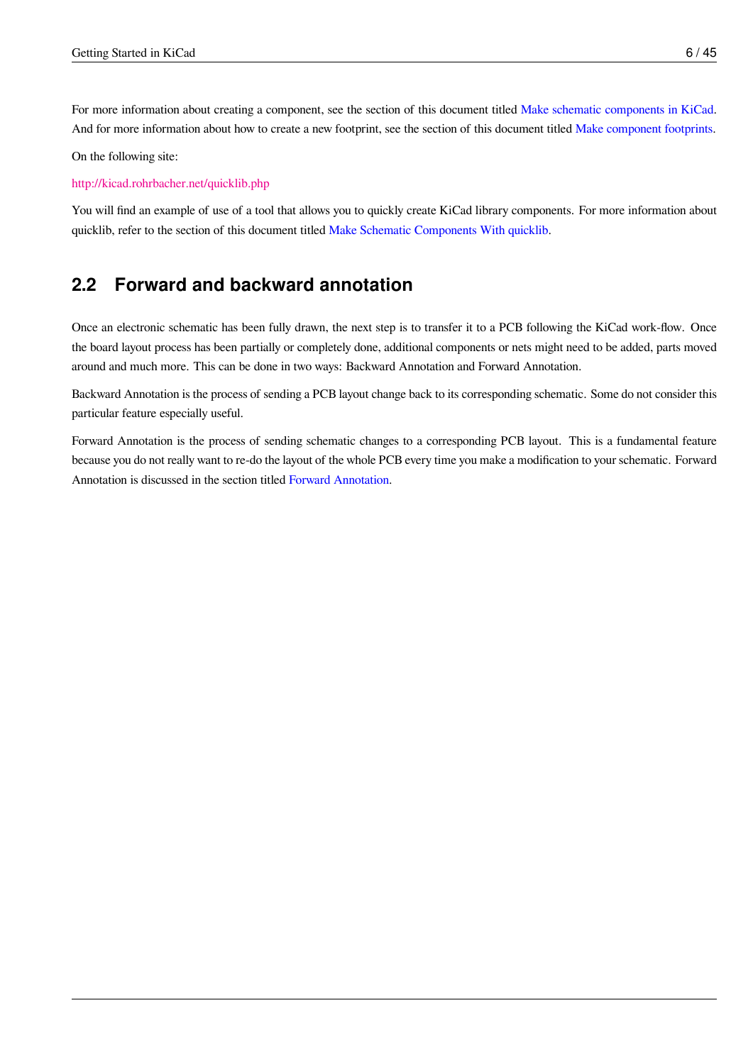For more information about creating a component, see the section of this document titled Make schematic components in KiCad. And for more information about how to create a new footprint, see the section of this document titled Make component footprints.

On the following site:

http://kicad.rohrbacher.net/quicklib.php

You will find an example of use of a tool that allows you to quickly create KiCad library components. For more information about quicklib, refer to the section of this document titled Make Schematic Components With quicklib.

## 2.2 Forward and backward annotation

Once an electronic schematic has been fully drawn, the next step is to transfer it to a PCB following the KiCad work-flow. Once the board layout process has been partially or completely done, additional components or nets might need to be added, parts moved around and much more. This can be done in two ways: Backward Annotation and Forward Annotation.

Backward Annotation is the process of sending a PCB layout change back to its corresponding schematic. Some do not consider this particular feature especially useful.

Forward Annotation is the process of sending schematic changes to a corresponding PCB layout. This is a fundamental feature because you do not really want to re-do the layout of the whole PCB every time you make a modification to your schematic. Forward Annotation is discussed in the section titled Forward Annotation.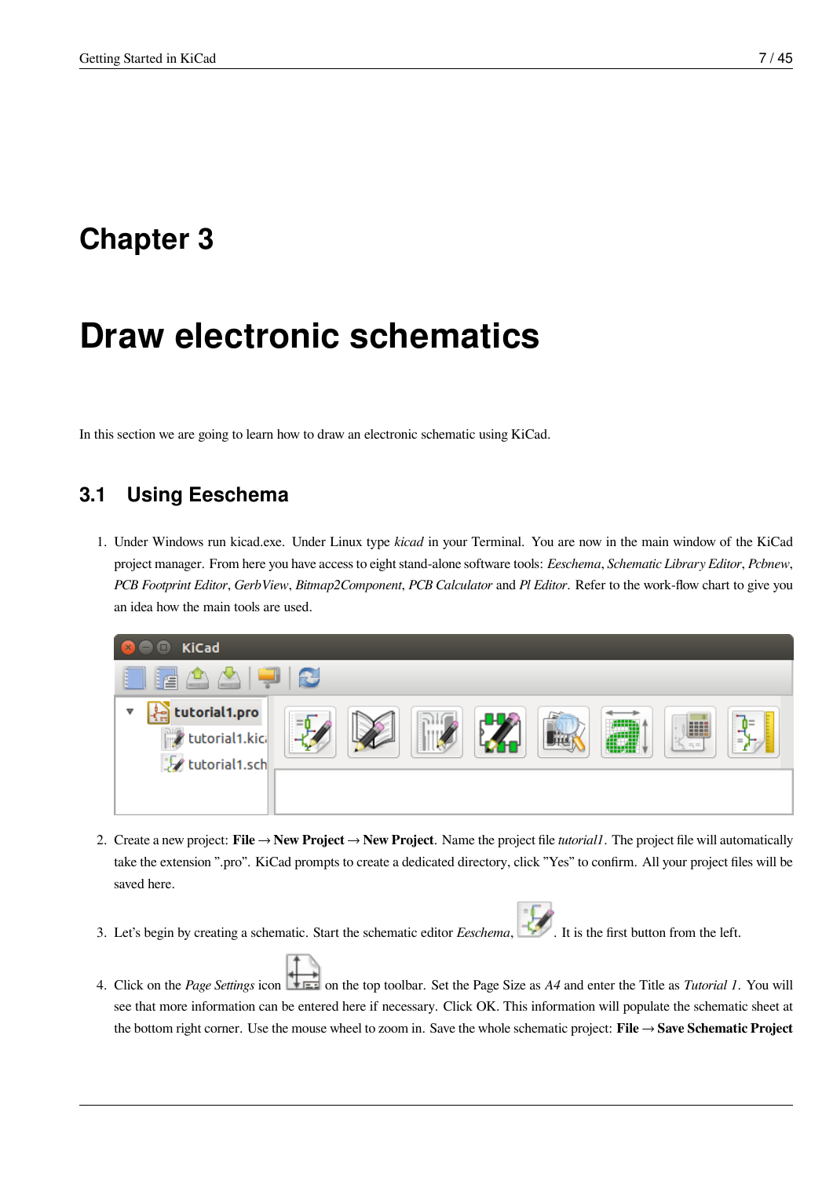# Chapter 3

# Draw electronic schematics

In this section we are going to learn how to draw an electronic schematic using KiCad.

## 3.1 Using Eeschema

1. Under Windows run kicad.exe. Under Linux type *kicad* in your Terminal. You are now in the main window of the KiCad project manager. From here you have access to eight stand-alone software tools: *Eeschema*, *Schematic Library Editor*, *Pcbnew*, *PCB Footprint Editor*, *GerbView*, *Bitmap2Component*, *PCB Calculator* and *Pl Editor*. Refer to the work-flow chart to give you an idea how the main tools are used.

2. Create a new project: **File** → **New Project** → **New Project**. Name the project file *tutorial1*. The project file will automatically take the extension ".pro". KiCad prompts to create a dedicated directory, click "Yes" to confirm. All your project files will be saved here.

3. Let's begin by creating a schematic. Start the schematic editor *Eeschema*, . It is the first button from the left.

4. Click on the *Page Settings* icon on the top toolbar. Set the Page Size as *A4* and enter the Title as *Tutorial 1*. You will see that more information can be entered here if necessary. Click OK. This information will populate the schematic sheet at the bottom right corner. Use the mouse wheel to zoom in. Save the whole schematic project: **File** → **Save Schematic Project**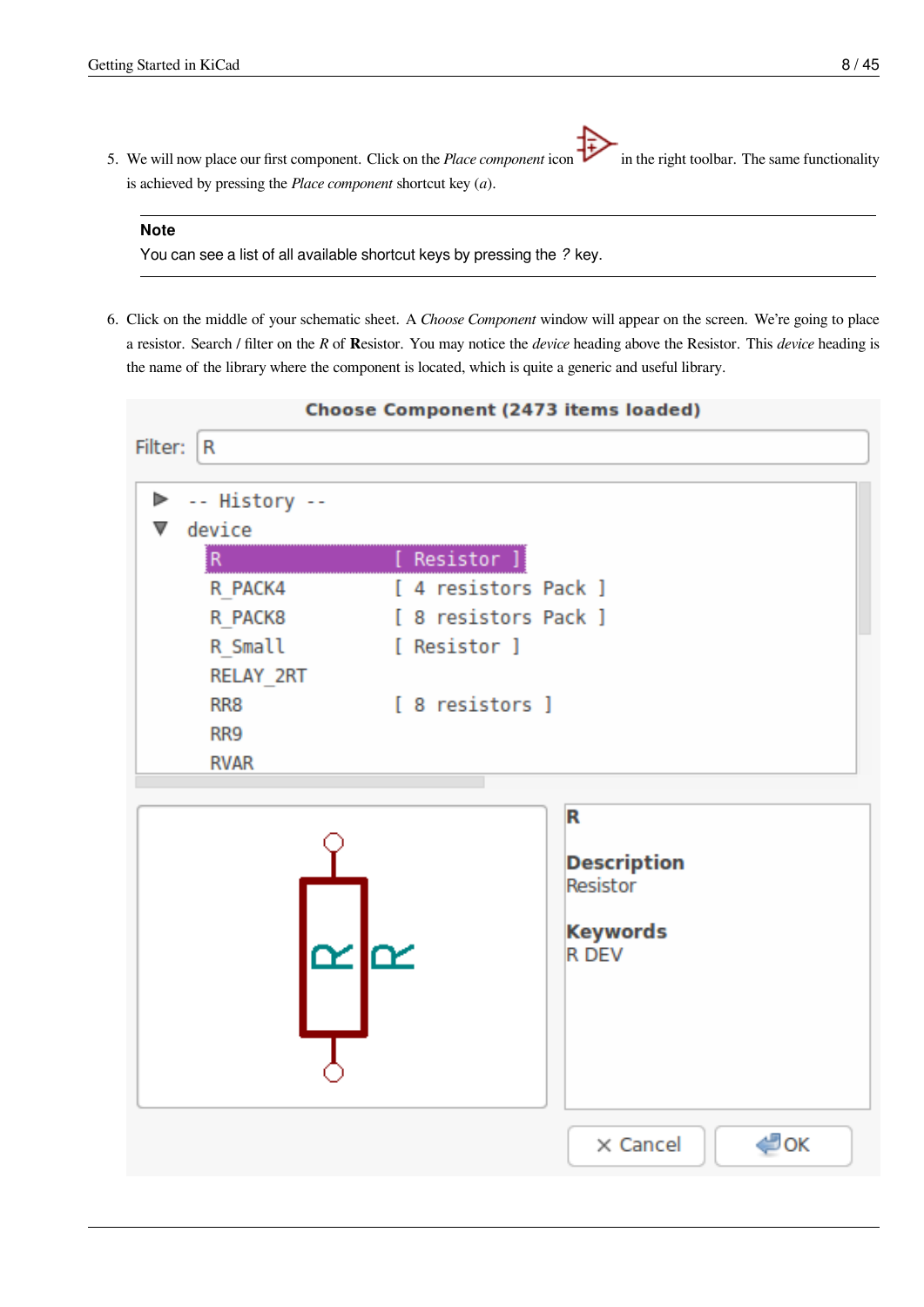5. We will now place our first component. Click on the *Place component* icon in the right toolbar. The same functionality is achieved by pressing the *Place component* shortcut key (*a*).

**Note**

You can see a list of all available shortcut keys by pressing the *?* key.

6. Click on the middle of your schematic sheet. A *Choose Component* window will appear on the screen. We're going to place a resistor. Search / filter on the *R* of **R**esistor. You may notice the *device* heading above the Resistor. This *device* heading is the name of the library where the component is located, which is quite a generic and useful library.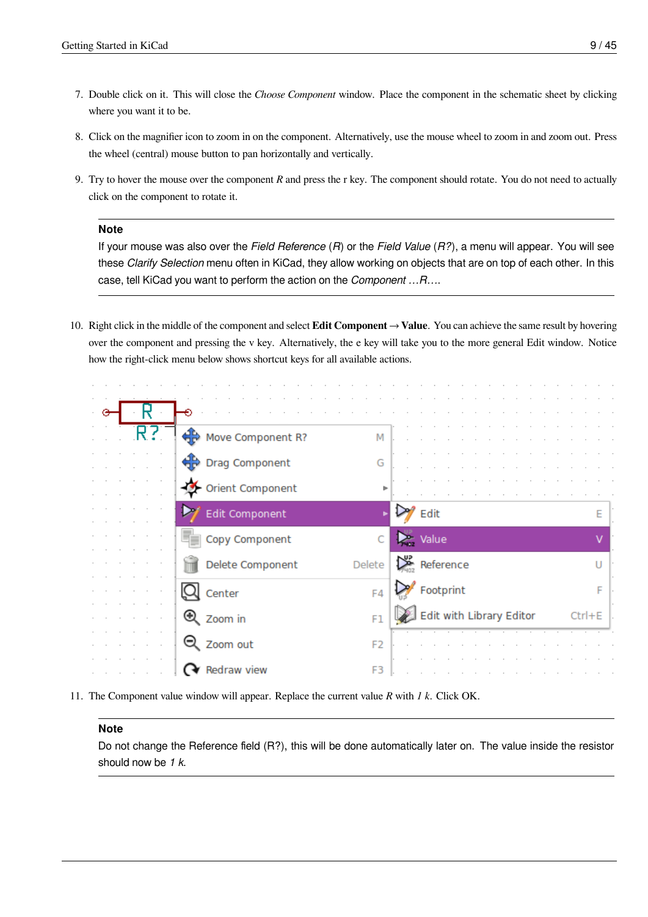7. Double click on it. This will close the *Choose Component* window. Place the component in the schematic sheet by clicking where you want it to be.

8. Click on the magnifier icon to zoom in on the component. Alternatively, use the mouse wheel to zoom in and zoom out. Press the wheel (central) mouse button to pan horizontally and vertically.

9. Try to hover the mouse over the component *R* and press the r key. The component should rotate. You do not need to actually click on the component to rotate it.

> **Note**
>
> If your mouse was also over the *Field Reference* (*R*) or the *Field Value* (*R?*), a menu will appear. You will see these *Clarify Selection* menu often in KiCad, they allow working on objects that are on top of each other. In this case, tell KiCad you want to perform the action on the *Component …R…*.

10. Right click in the middle of the component and select **Edit Component** → **Value**. You can achieve the same result by hovering over the component and pressing the v key. Alternatively, the e key will take you to the more general Edit window. Notice how the right-click menu below shows shortcut keys for all available actions.

11. The Component value window will appear. Replace the current value *R* with *1 k*. Click OK.

> **Note**
>
> Do not change the Reference field (R?), this will be done automatically later on. The value inside the resistor should now be *1 k*.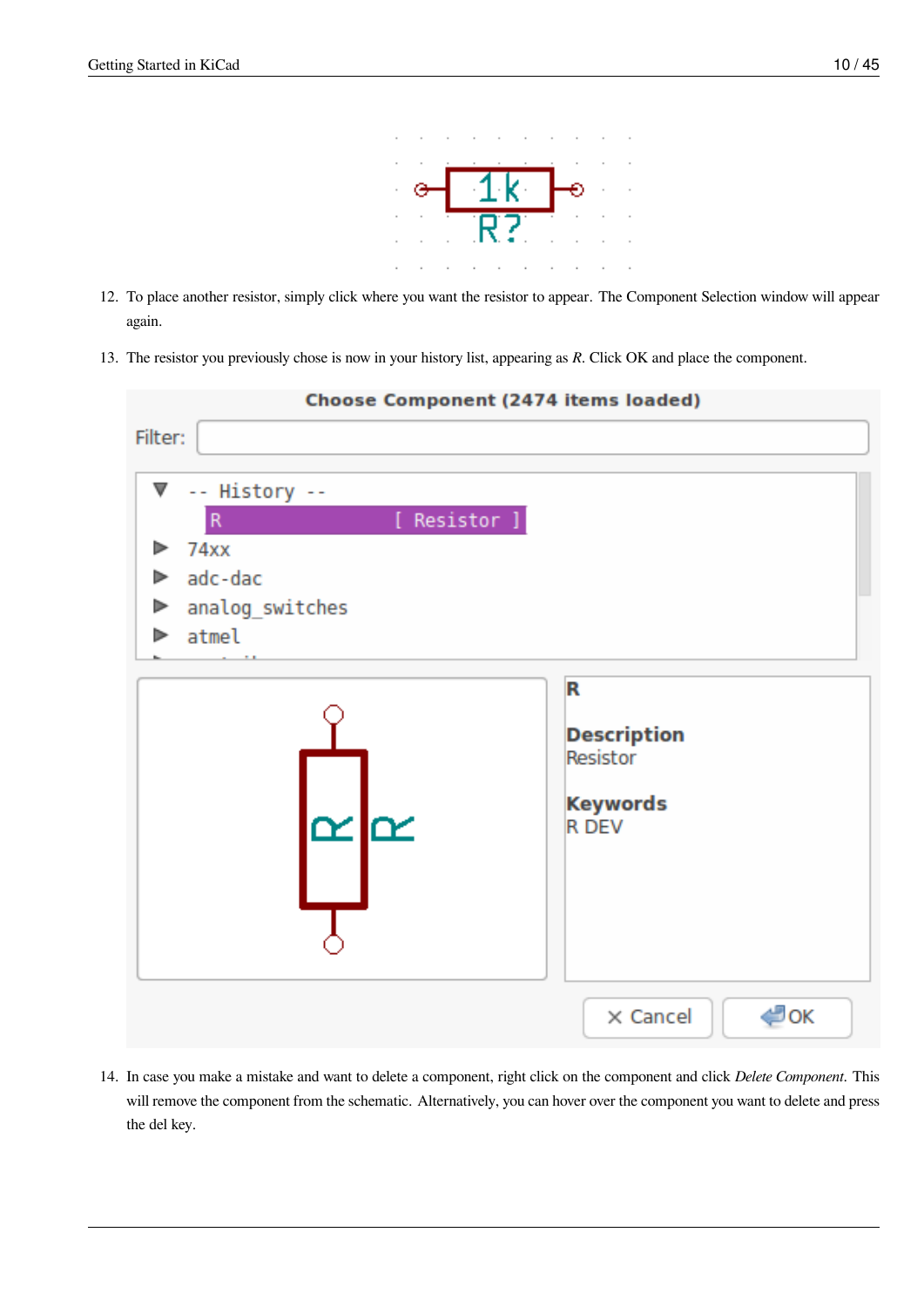12. To place another resistor, simply click where you want the resistor to appear. The Component Selection window will appear again.

13. The resistor you previously chose is now in your history list, appearing as *R*. Click OK and place the component.

14. In case you make a mistake and want to delete a component, right click on the component and click *Delete Component*. This will remove the component from the schematic. Alternatively, you can hover over the component you want to delete and press the del key.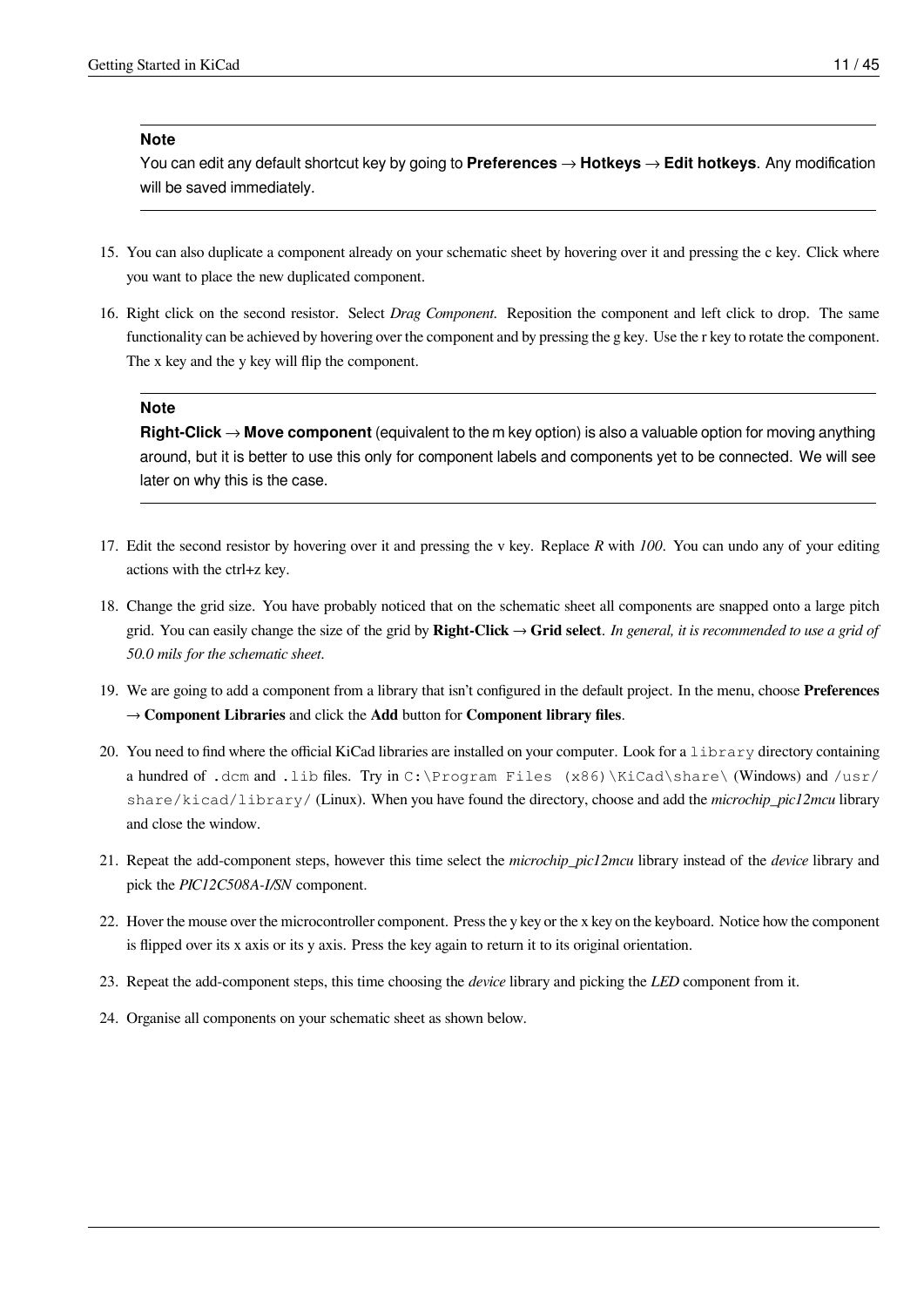> **Note**
>
> You can edit any default shortcut key by going to **Preferences** → **Hotkeys** → **Edit hotkeys**. Any modification will be saved immediately.

15. You can also duplicate a component already on your schematic sheet by hovering over it and pressing the c key. Click where you want to place the new duplicated component.

16. Right click on the second resistor. Select *Drag Component*. Reposition the component and left click to drop. The same functionality can be achieved by hovering over the component and by pressing the g key. Use the r key to rotate the component. The x key and the y key will flip the component.

> **Note**
>
> **Right-Click** → **Move component** (equivalent to the m key option) is also a valuable option for moving anything around, but it is better to use this only for component labels and components yet to be connected. We will see later on why this is the case.

17. Edit the second resistor by hovering over it and pressing the v key. Replace *R* with *100*. You can undo any of your editing actions with the ctrl+z key.

18. Change the grid size. You have probably noticed that on the schematic sheet all components are snapped onto a large pitch grid. You can easily change the size of the grid by **Right-Click** → **Grid select**. *In general, it is recommended to use a grid of 50.0 mils for the schematic sheet.*

19. We are going to add a component from a library that isn't configured in the default project. In the menu, choose **Preferences** → **Component Libraries** and click the **Add** button for **Component library files**.

20. You need to find where the official KiCad libraries are installed on your computer. Look for a `library` directory containing a hundred of `.dcm` and `.lib` files. Try in `C:\Program Files (x86)\KiCad\share\` (Windows) and `/usr/share/kicad/library/` (Linux). When you have found the directory, choose and add the *microchip_pic12mcu* library and close the window.

21. Repeat the add-component steps, however this time select the *microchip_pic12mcu* library instead of the *device* library and pick the *PIC12C508A-I/SN* component.

22. Hover the mouse over the microcontroller component. Press the y key or the x key on the keyboard. Notice how the component is flipped over its x axis or its y axis. Press the key again to return it to its original orientation.

23. Repeat the add-component steps, this time choosing the *device* library and picking the *LED* component from it.

24. Organise all components on your schematic sheet as shown below.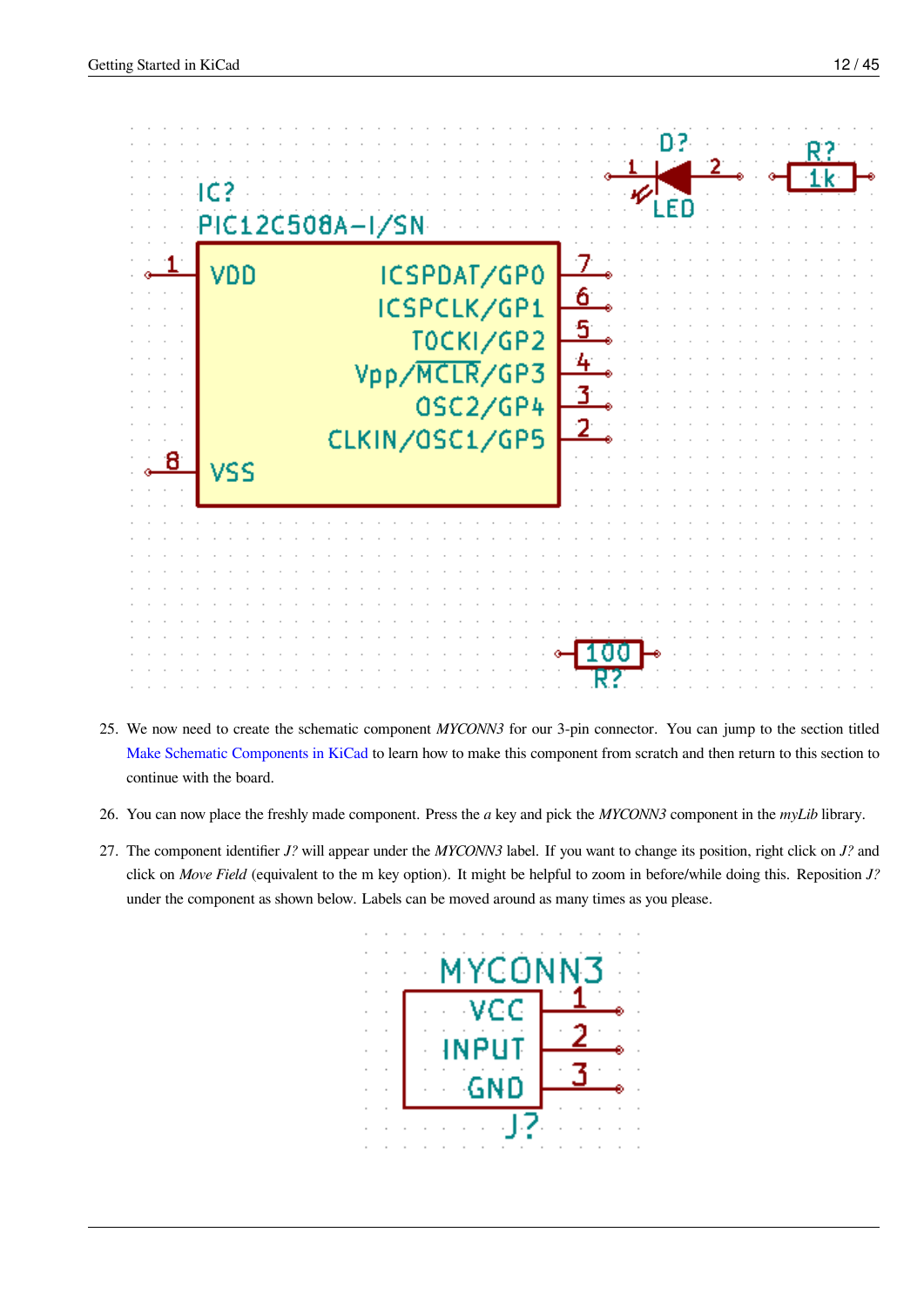25. We now need to create the schematic component *MYCONN3* for our 3-pin connector. You can jump to the section titled Make Schematic Components in KiCad to learn how to make this component from scratch and then return to this section to continue with the board.

26. You can now place the freshly made component. Press the *a* key and pick the *MYCONN3* component in the *myLib* library.

27. The component identifier *J?* will appear under the *MYCONN3* label. If you want to change its position, right click on *J?* and click on *Move Field* (equivalent to the m key option). It might be helpful to zoom in before/while doing this. Reposition *J?* under the component as shown below. Labels can be moved around as many times as you please.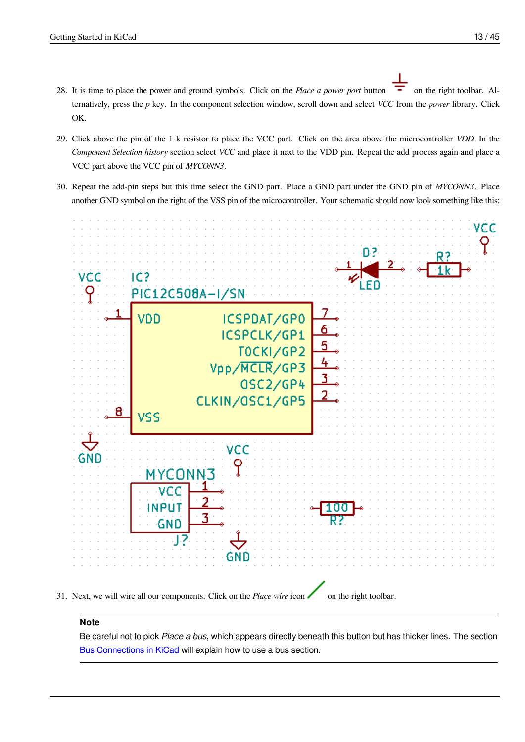28. It is time to place the power and ground symbols. Click on the *Place a power port* button on the right toolbar. Alternatively, press the *p* key. In the component selection window, scroll down and select *VCC* from the *power* library. Click OK.

29. Click above the pin of the 1 k resistor to place the VCC part. Click on the area above the microcontroller *VDD*. In the *Component Selection history* section select *VCC* and place it next to the VDD pin. Repeat the add process again and place a VCC part above the VCC pin of *MYCONN3*.

30. Repeat the add-pin steps but this time select the GND part. Place a GND part under the GND pin of *MYCONN3*. Place another GND symbol on the right of the VSS pin of the microcontroller. Your schematic should now look something like this:

31. Next, we will wire all our components. Click on the *Place wire* icon on the right toolbar.

**Note**

Be careful not to pick *Place a bus*, which appears directly beneath this button but has thicker lines. The section Bus Connections in KiCad will explain how to use a bus section.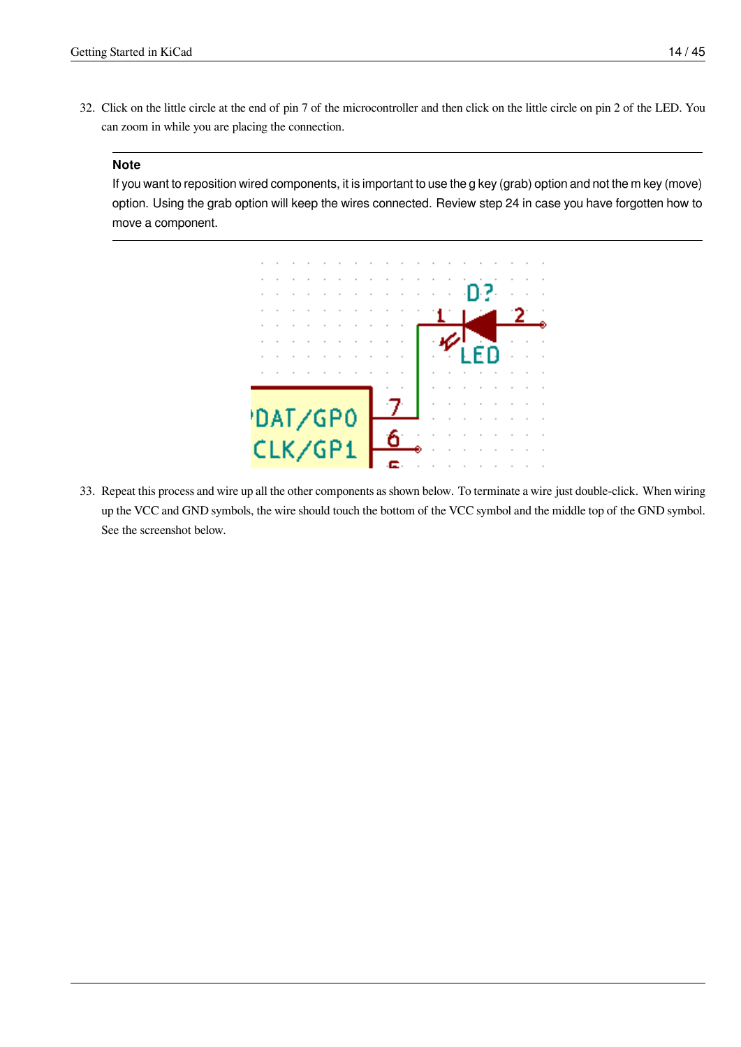32. Click on the little circle at the end of pin 7 of the microcontroller and then click on the little circle on pin 2 of the LED. You can zoom in while you are placing the connection.

   **Note**
   If you want to reposition wired components, it is important to use the g key (grab) option and not the m key (move) option. Using the grab option will keep the wires connected. Review step 24 in case you have forgotten how to move a component.

33. Repeat this process and wire up all the other components as shown below. To terminate a wire just double-click. When wiring up the VCC and GND symbols, the wire should touch the bottom of the VCC symbol and the middle top of the GND symbol. See the screenshot below.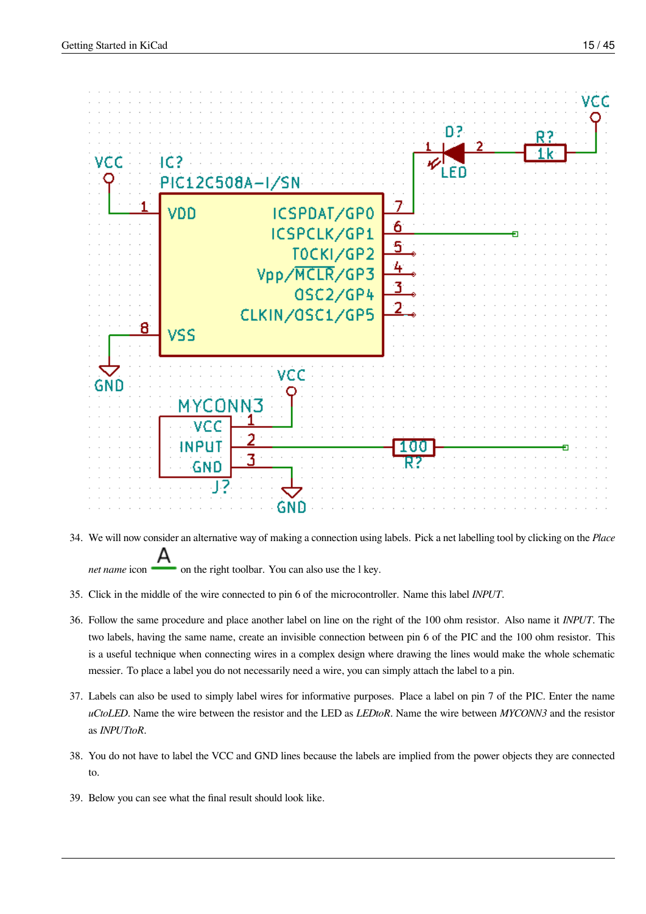34. We will now consider an alternative way of making a connection using labels. Pick a net labelling tool by clicking on the *Place net name* icon on the right toolbar. You can also use the l key.

35. Click in the middle of the wire connected to pin 6 of the microcontroller. Name this label *INPUT*.

36. Follow the same procedure and place another label on line on the right of the 100 ohm resistor. Also name it *INPUT*. The two labels, having the same name, create an invisible connection between pin 6 of the PIC and the 100 ohm resistor. This is a useful technique when connecting wires in a complex design where drawing the lines would make the whole schematic messier. To place a label you do not necessarily need a wire, you can simply attach the label to a pin.

37. Labels can also be used to simply label wires for informative purposes. Place a label on pin 7 of the PIC. Enter the name *uCtoLED*. Name the wire between the resistor and the LED as *LEDtoR*. Name the wire between *MYCONN3* and the resistor as *INPUTtoR*.

38. You do not have to label the VCC and GND lines because the labels are implied from the power objects they are connected to.

39. Below you can see what the final result should look like.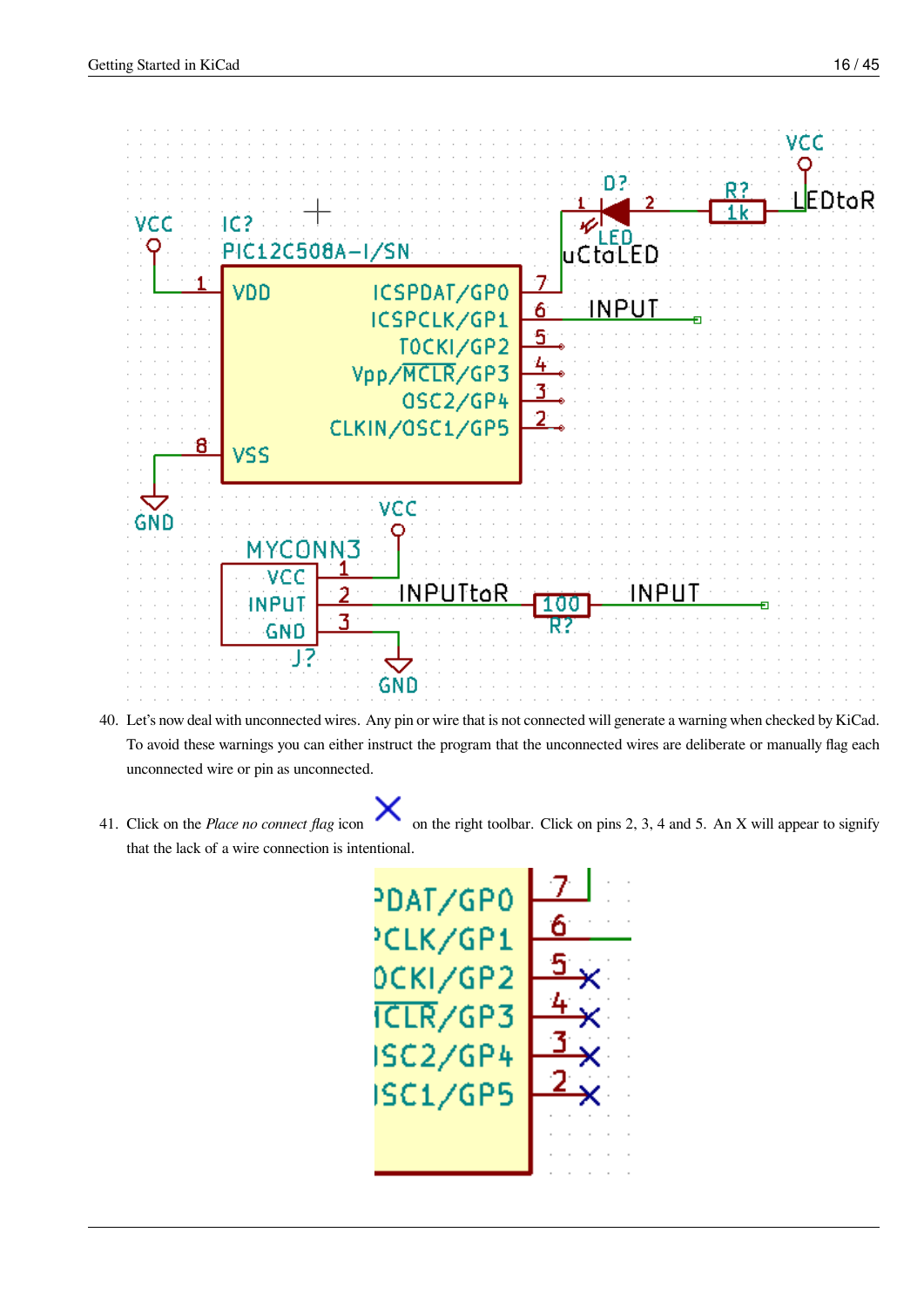40. Let's now deal with unconnected wires. Any pin or wire that is not connected will generate a warning when checked by KiCad. To avoid these warnings you can either instruct the program that the unconnected wires are deliberate or manually flag each unconnected wire or pin as unconnected.

41. Click on the *Place no connect flag* icon on the right toolbar. Click on pins 2, 3, 4 and 5. An X will appear to signify that the lack of a wire connection is intentional.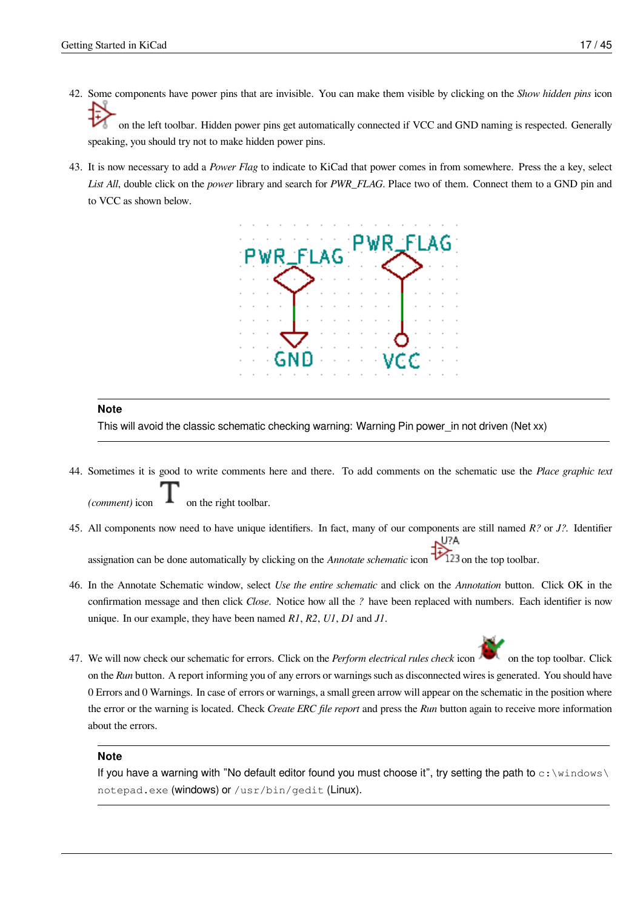42. Some components have power pins that are invisible. You can make them visible by clicking on the *Show hidden pins* icon on the left toolbar. Hidden power pins get automatically connected if VCC and GND naming is respected. Generally speaking, you should try not to make hidden power pins.

43. It is now necessary to add a *Power Flag* to indicate to KiCad that power comes in from somewhere. Press the a key, select *List All*, double click on the *power* library and search for *PWR_FLAG*. Place two of them. Connect them to a GND pin and to VCC as shown below.

**Note**

This will avoid the classic schematic checking warning: Warning Pin power_in not driven (Net xx)

44. Sometimes it is good to write comments here and there. To add comments on the schematic use the *Place graphic text (comment)* icon on the right toolbar.

45. All components now need to have unique identifiers. In fact, many of our components are still named *R?* or *J?*. Identifier assignation can be done automatically by clicking on the *Annotate schematic* icon on the top toolbar.

46. In the Annotate Schematic window, select *Use the entire schematic* and click on the *Annotation* button. Click OK in the confirmation message and then click *Close*. Notice how all the *?* have been replaced with numbers. Each identifier is now unique. In our example, they have been named *R1*, *R2*, *U1*, *D1* and *J1*.

47. We will now check our schematic for errors. Click on the *Perform electrical rules check* icon on the top toolbar. Click on the *Run* button. A report informing you of any errors or warnings such as disconnected wires is generated. You should have 0 Errors and 0 Warnings. In case of errors or warnings, a small green arrow will appear on the schematic in the position where the error or the warning is located. Check *Create ERC file report* and press the *Run* button again to receive more information about the errors.

**Note**

If you have a warning with "No default editor found you must choose it", try setting the path to `c:\windows\notepad.exe` (windows) or `/usr/bin/gedit` (Linux).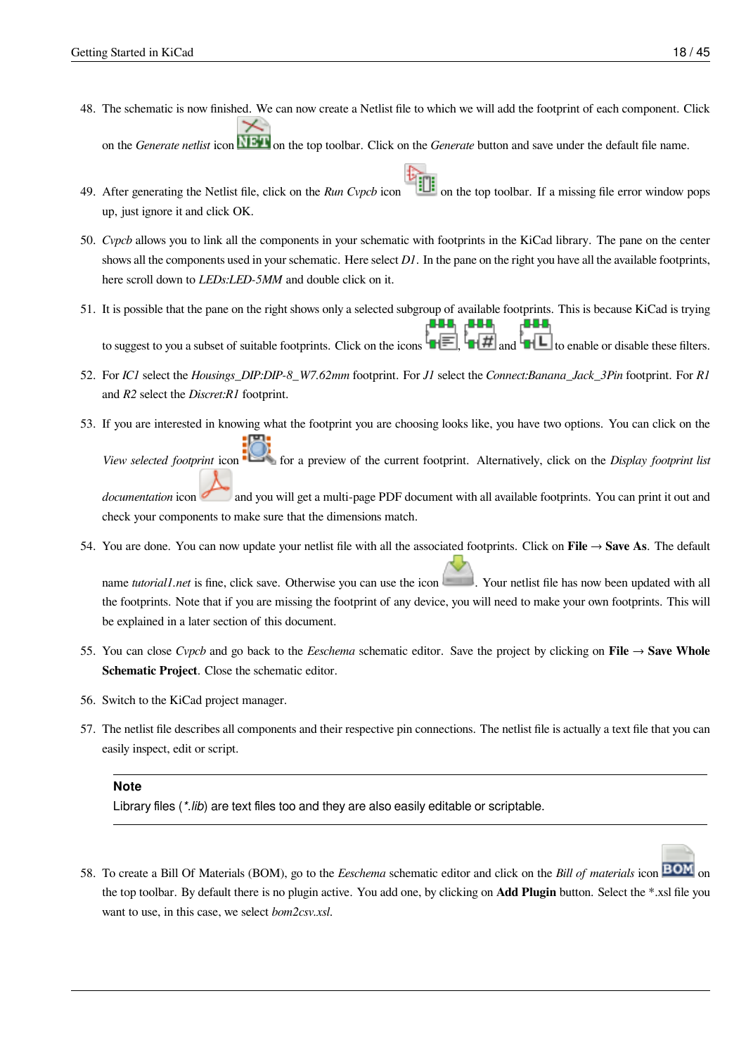48. The schematic is now finished. We can now create a Netlist file to which we will add the footprint of each component. Click on the *Generate netlist* icon on the top toolbar. Click on the *Generate* button and save under the default file name.

49. After generating the Netlist file, click on the *Run Cvpcb* icon on the top toolbar. If a missing file error window pops up, just ignore it and click OK.

50. *Cvpcb* allows you to link all the components in your schematic with footprints in the KiCad library. The pane on the center shows all the components used in your schematic. Here select *D1*. In the pane on the right you have all the available footprints, here scroll down to *LEDs:LED-5MM* and double click on it.

51. It is possible that the pane on the right shows only a selected subgroup of available footprints. This is because KiCad is trying to suggest to you a subset of suitable footprints. Click on the icons , and to enable or disable these filters.

52. For *IC1* select the *Housings_DIP:DIP-8_W7.62mm* footprint. For *J1* select the *Connect:Banana_Jack_3Pin* footprint. For *R1* and *R2* select the *Discret:R1* footprint.

53. If you are interested in knowing what the footprint you are choosing looks like, you have two options. You can click on the *View selected footprint* icon for a preview of the current footprint. Alternatively, click on the *Display footprint list documentation* icon and you will get a multi-page PDF document with all available footprints. You can print it out and check your components to make sure that the dimensions match.

54. You are done. You can now update your netlist file with all the associated footprints. Click on **File** → **Save As**. The default name *tutorial1.net* is fine, click save. Otherwise you can use the icon . Your netlist file has now been updated with all the footprints. Note that if you are missing the footprint of any device, you will need to make your own footprints. This will be explained in a later section of this document.

55. You can close *Cvpcb* and go back to the *Eeschema* schematic editor. Save the project by clicking on **File** → **Save Whole Schematic Project**. Close the schematic editor.

56. Switch to the KiCad project manager.

57. The netlist file describes all components and their respective pin connections. The netlist file is actually a text file that you can easily inspect, edit or script.

> **Note**
> Library files (*.lib) are text files too and they are also easily editable or scriptable.

58. To create a Bill Of Materials (BOM), go to the *Eeschema* schematic editor and click on the *Bill of materials* icon on the top toolbar. By default there is no plugin active. You add one, by clicking on **Add Plugin** button. Select the *.xsl file you want to use, in this case, we select *bom2csv.xsl*.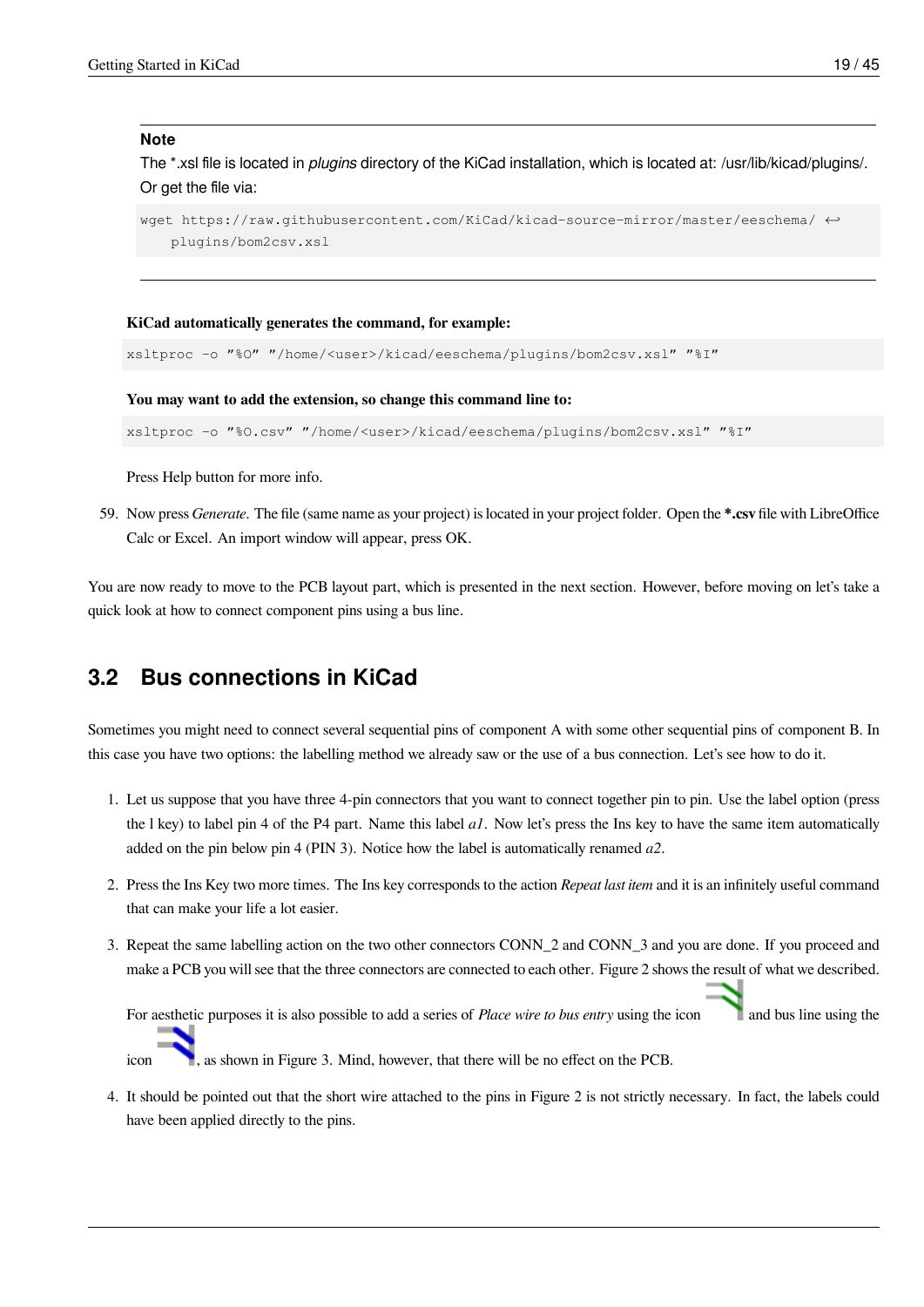> **Note**
>
> The *.xsl file is located in *plugins* directory of the KiCad installation, which is located at: /usr/lib/kicad/plugins/. Or get the file via:
>
> ```
> wget https://raw.githubusercontent.com/KiCad/kicad-source-mirror/master/eeschema/ ↩
>     plugins/bom2csv.xsl
> ```

**KiCad automatically generates the command, for example:**

```
xsltproc -o "%O" "/home/<user>/kicad/eeschema/plugins/bom2csv.xsl" "%I"
```

**You may want to add the extension, so change this command line to:**

```
xsltproc -o "%O.csv" "/home/<user>/kicad/eeschema/plugins/bom2csv.xsl" "%I"
```

Press Help button for more info.

59. Now press *Generate*. The file (same name as your project) is located in your project folder. Open the **\*.csv** file with LibreOffice Calc or Excel. An import window will appear, press OK.

You are now ready to move to the PCB layout part, which is presented in the next section. However, before moving on let's take a quick look at how to connect component pins using a bus line.

## 3.2 Bus connections in KiCad

Sometimes you might need to connect several sequential pins of component A with some other sequential pins of component B. In this case you have two options: the labelling method we already saw or the use of a bus connection. Let's see how to do it.

1. Let us suppose that you have three 4-pin connectors that you want to connect together pin to pin. Use the label option (press the l key) to label pin 4 of the P4 part. Name this label *a1*. Now let's press the Ins key to have the same item automatically added on the pin below pin 4 (PIN 3). Notice how the label is automatically renamed *a2*.

2. Press the Ins Key two more times. The Ins key corresponds to the action *Repeat last item* and it is an infinitely useful command that can make your life a lot easier.

3. Repeat the same labelling action on the two other connectors CONN_2 and CONN_3 and you are done. If you proceed and make a PCB you will see that the three connectors are connected to each other. Figure 2 shows the result of what we described.

   For aesthetic purposes it is also possible to add a series of *Place wire to bus entry* using the icon and bus line using the icon, as shown in Figure 3. Mind, however, that there will be no effect on the PCB.

4. It should be pointed out that the short wire attached to the pins in Figure 2 is not strictly necessary. In fact, the labels could have been applied directly to the pins.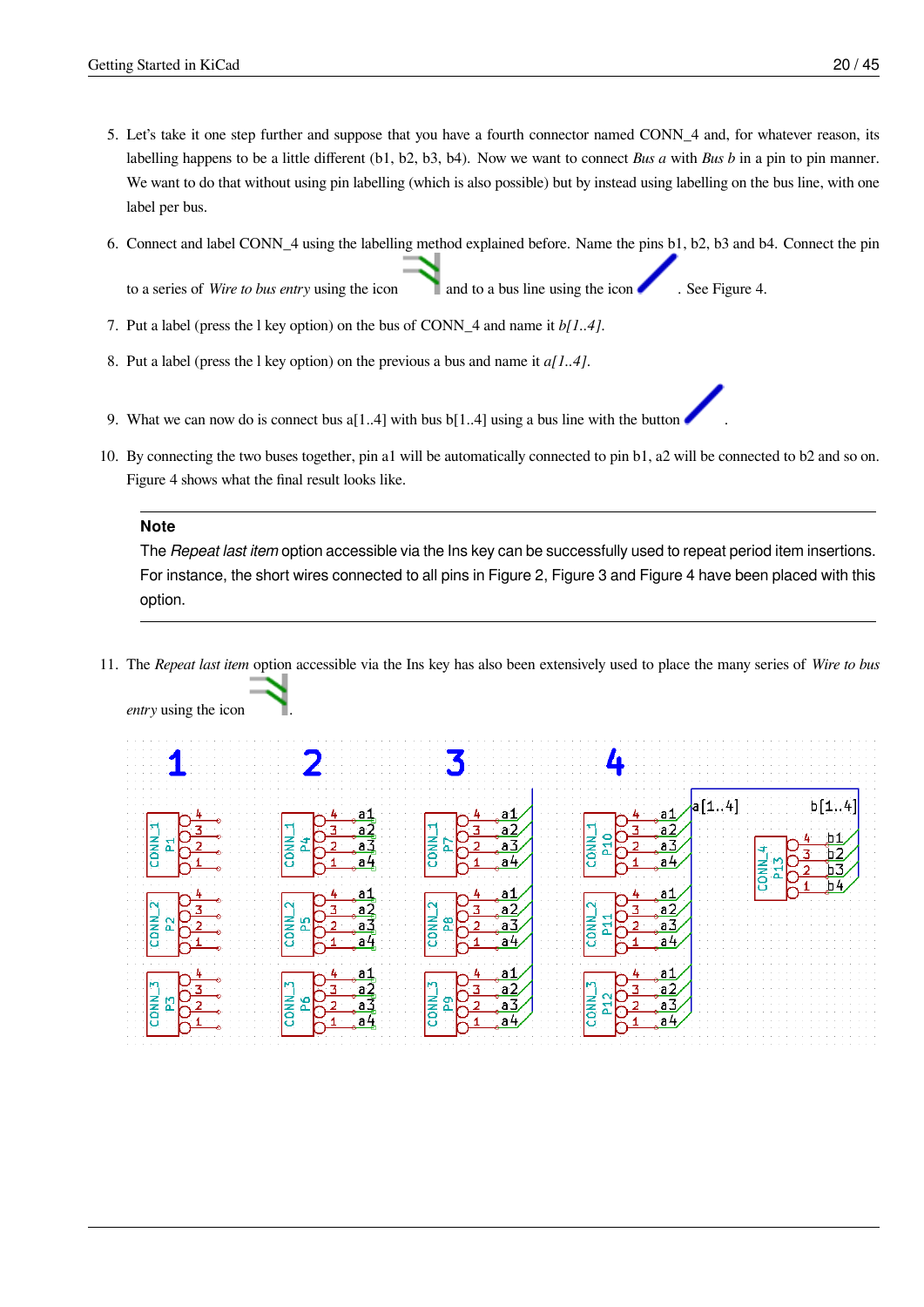5. Let's take it one step further and suppose that you have a fourth connector named CONN_4 and, for whatever reason, its labelling happens to be a little different (b1, b2, b3, b4). Now we want to connect *Bus a* with *Bus b* in a pin to pin manner. We want to do that without using pin labelling (which is also possible) but by instead using labelling on the bus line, with one label per bus.

6. Connect and label CONN_4 using the labelling method explained before. Name the pins b1, b2, b3 and b4. Connect the pin to a series of *Wire to bus entry* using the icon and to a bus line using the icon . See Figure 4.

7. Put a label (press the l key option) on the bus of CONN_4 and name it *b[1..4]*.

8. Put a label (press the l key option) on the previous a bus and name it *a[1..4]*.

9. What we can now do is connect bus a[1..4] with bus b[1..4] using a bus line with the button .

10. By connecting the two buses together, pin a1 will be automatically connected to pin b1, a2 will be connected to b2 and so on. Figure 4 shows what the final result looks like.

**Note**

The *Repeat last item* option accessible via the Ins key can be successfully used to repeat period item insertions. For instance, the short wires connected to all pins in Figure 2, Figure 3 and Figure 4 have been placed with this option.

11. The *Repeat last item* option accessible via the Ins key has also been extensively used to place the many series of *Wire to bus entry* using the icon .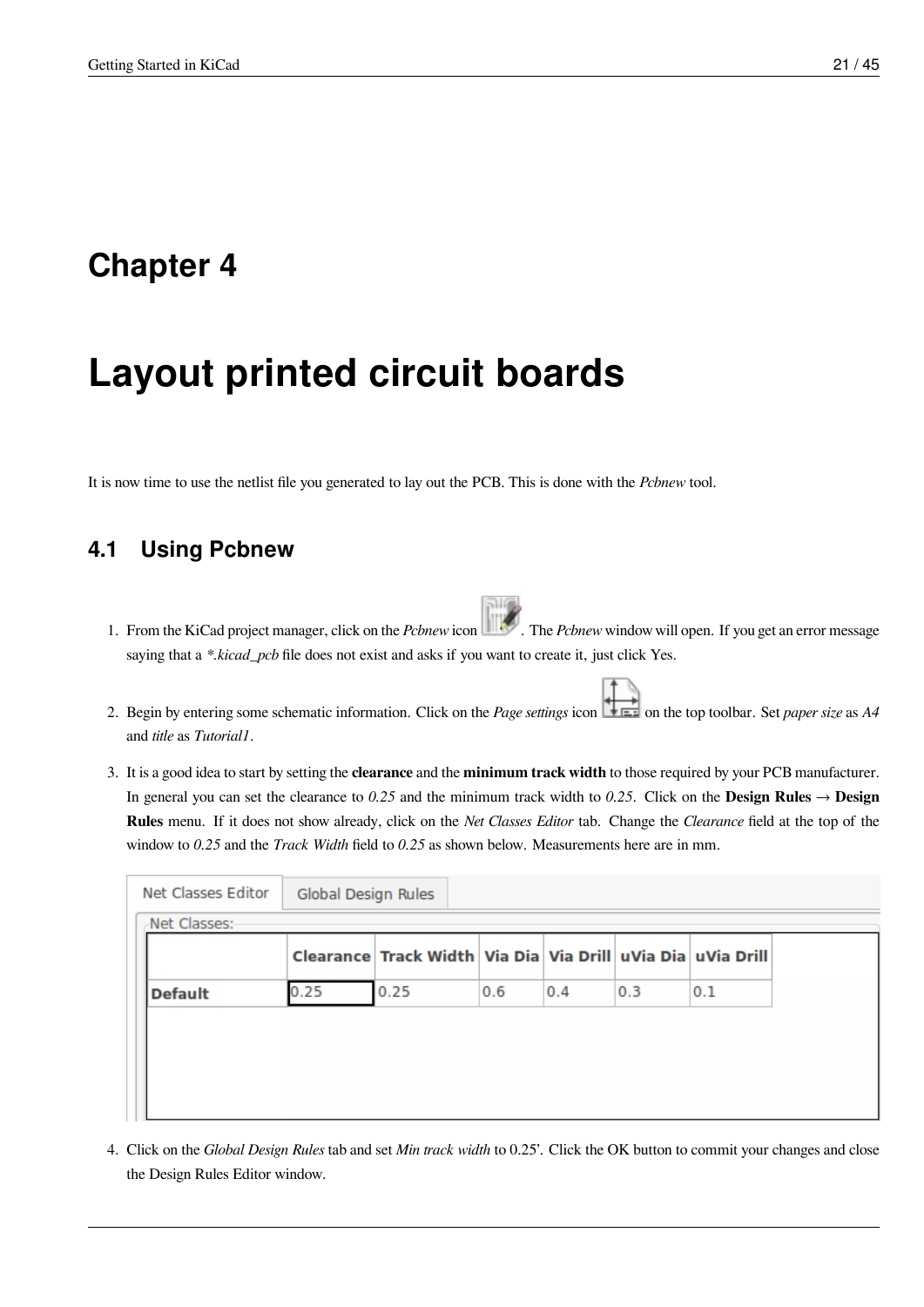# Chapter 4

# Layout printed circuit boards

It is now time to use the netlist file you generated to lay out the PCB. This is done with the *Pcbnew* tool.

## 4.1 Using Pcbnew

1. From the KiCad project manager, click on the *Pcbnew* icon . The *Pcbnew* window will open. If you get an error message saying that a *\*.kicad_pcb* file does not exist and asks if you want to create it, just click Yes.

2. Begin by entering some schematic information. Click on the *Page settings* icon on the top toolbar. Set *paper size* as *A4* and *title* as *Tutorial1*.

3. It is a good idea to start by setting the **clearance** and the **minimum track width** to those required by your PCB manufacturer. In general you can set the clearance to *0.25* and the minimum track width to *0.25*. Click on the **Design Rules** → **Design Rules** menu. If it does not show already, click on the *Net Classes Editor* tab. Change the *Clearance* field at the top of the window to *0.25* and the *Track Width* field to *0.25* as shown below. Measurements here are in mm.

| | Clearance | Track Width | Via Dia | Via Drill | uVia Dia | uVia Drill |
|---|---|---|---|---|---|---|
| **Default** | 0.25 | 0.25 | 0.6 | 0.4 | 0.3 | 0.1 |

4. Click on the *Global Design Rules* tab and set *Min track width* to 0.25'. Click the OK button to commit your changes and close the Design Rules Editor window.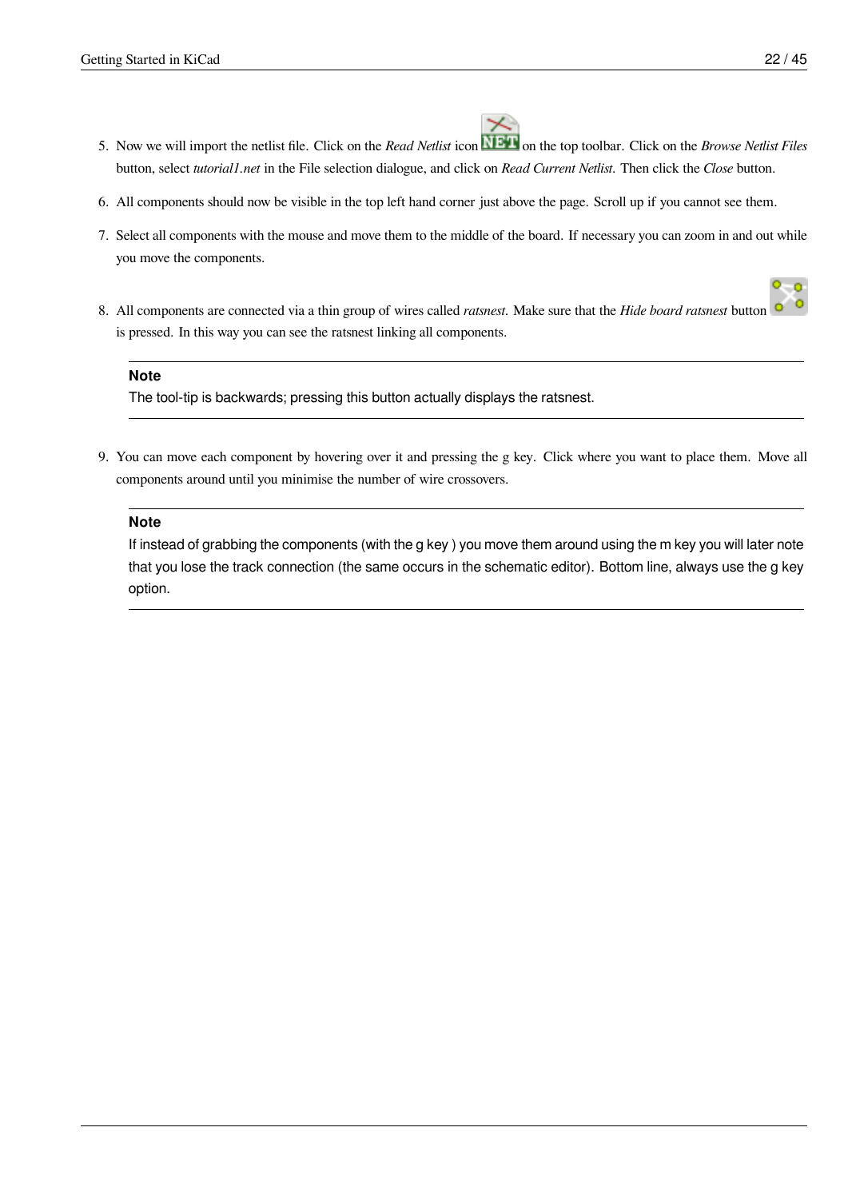5. Now we will import the netlist file. Click on the *Read Netlist* icon on the top toolbar. Click on the *Browse Netlist Files* button, select *tutorial1.net* in the File selection dialogue, and click on *Read Current Netlist*. Then click the *Close* button.
6. All components should now be visible in the top left hand corner just above the page. Scroll up if you cannot see them.
7. Select all components with the mouse and move them to the middle of the board. If necessary you can zoom in and out while you move the components.
8. All components are connected via a thin group of wires called *ratsnest*. Make sure that the *Hide board ratsnest* button is pressed. In this way you can see the ratsnest linking all components.

   **Note**

   The tool-tip is backwards; pressing this button actually displays the ratsnest.

9. You can move each component by hovering over it and pressing the g key. Click where you want to place them. Move all components around until you minimise the number of wire crossovers.

   **Note**

   If instead of grabbing the components (with the g key ) you move them around using the m key you will later note that you lose the track connection (the same occurs in the schematic editor). Bottom line, always use the g key option.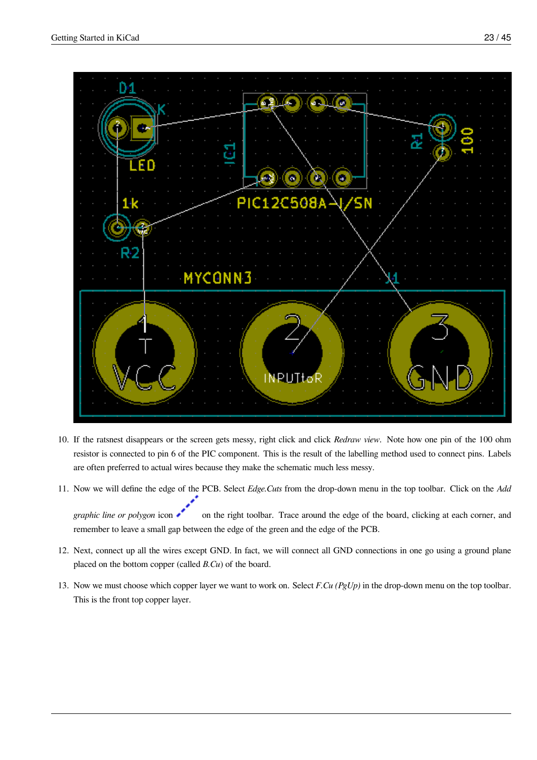10. If the ratsnest disappears or the screen gets messy, right click and click *Redraw view*. Note how one pin of the 100 ohm resistor is connected to pin 6 of the PIC component. This is the result of the labelling method used to connect pins. Labels are often preferred to actual wires because they make the schematic much less messy.

11. Now we will define the edge of the PCB. Select *Edge.Cuts* from the drop-down menu in the top toolbar. Click on the *Add graphic line or polygon* icon on the right toolbar. Trace around the edge of the board, clicking at each corner, and remember to leave a small gap between the edge of the green and the edge of the PCB.

12. Next, connect up all the wires except GND. In fact, we will connect all GND connections in one go using a ground plane placed on the bottom copper (called *B.Cu*) of the board.

13. Now we must choose which copper layer we want to work on. Select *F.Cu (PgUp)* in the drop-down menu on the top toolbar. This is the front top copper layer.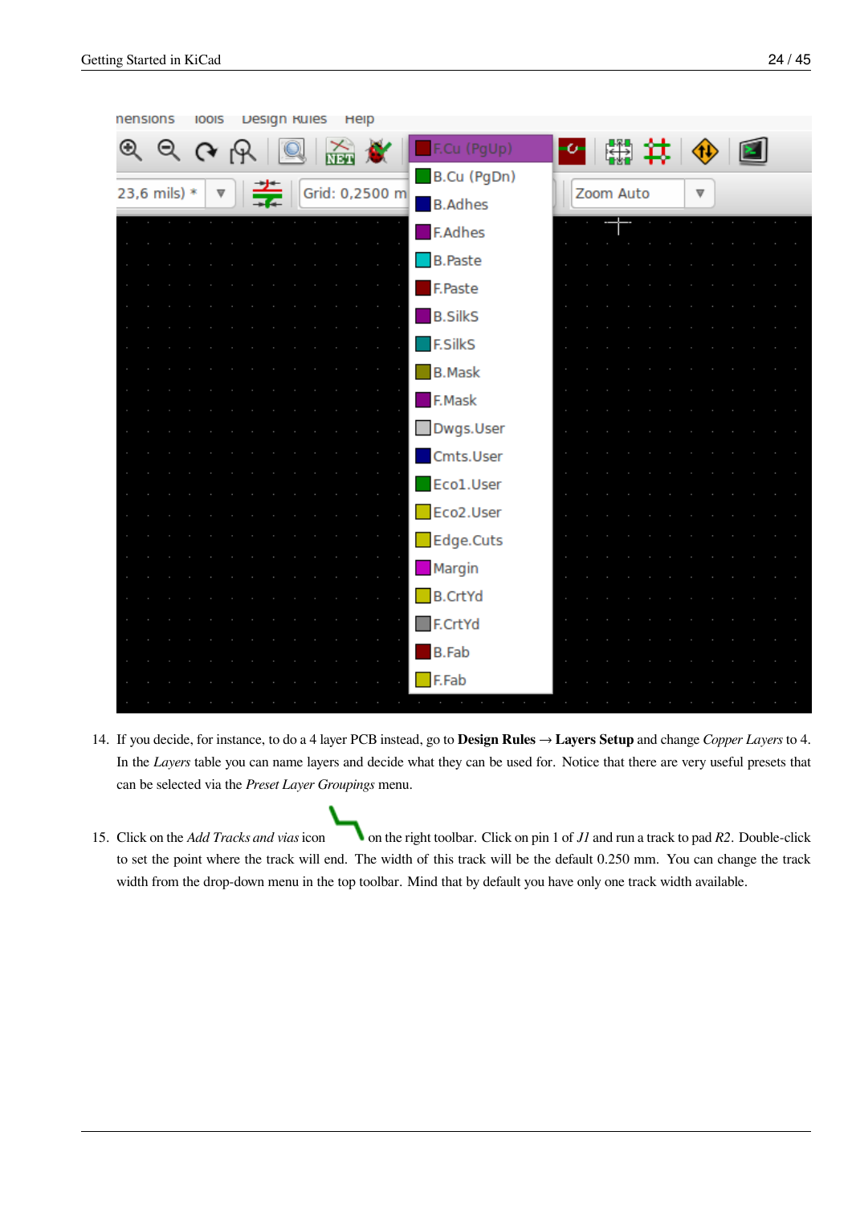14. If you decide, for instance, to do a 4 layer PCB instead, go to **Design Rules** → **Layers Setup** and change *Copper Layers* to 4. In the *Layers* table you can name layers and decide what they can be used for. Notice that there are very useful presets that can be selected via the *Preset Layer Groupings* menu.

15. Click on the *Add Tracks and vias* icon on the right toolbar. Click on pin 1 of *J1* and run a track to pad *R2*. Double-click to set the point where the track will end. The width of this track will be the default 0.250 mm. You can change the track width from the drop-down menu in the top toolbar. Mind that by default you have only one track width available.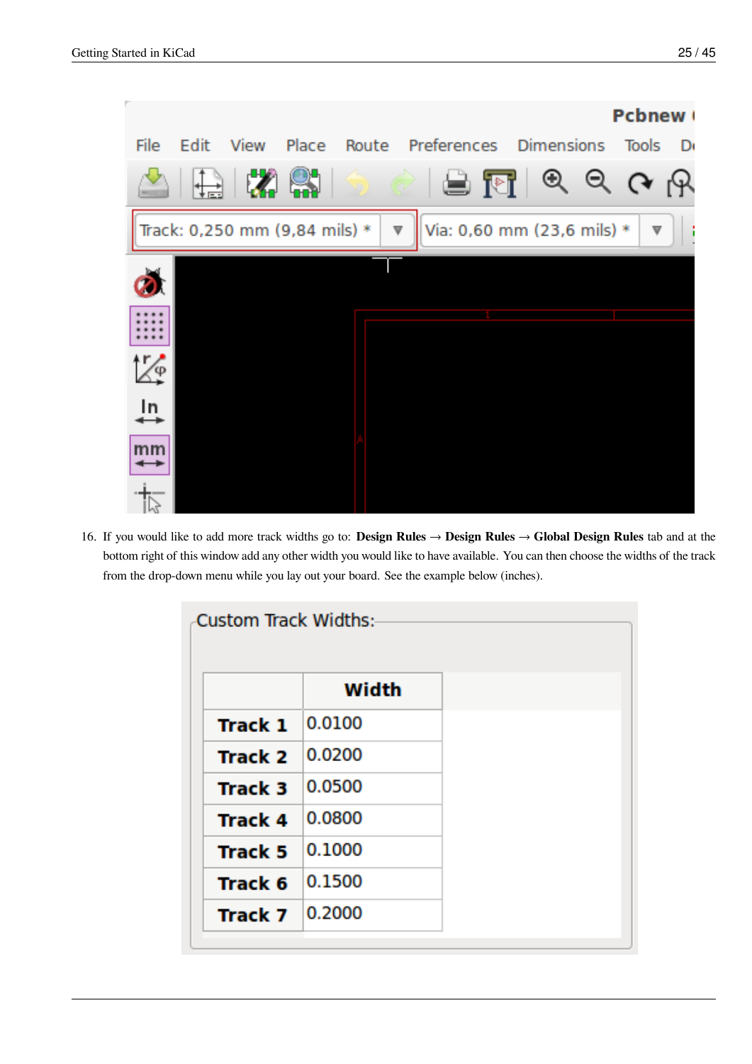16. If you would like to add more track widths go to: **Design Rules** → **Design Rules** → **Global Design Rules** tab and at the bottom right of this window add any other width you would like to have available. You can then choose the widths of the track from the drop-down menu while you lay out your board. See the example below (inches).

Custom Track Widths:

| | Width |
|---|---|
| **Track 1** | 0.0100 |
| **Track 2** | 0.0200 |
| **Track 3** | 0.0500 |
| **Track 4** | 0.0800 |
| **Track 5** | 0.1000 |
| **Track 6** | 0.1500 |
| **Track 7** | 0.2000 |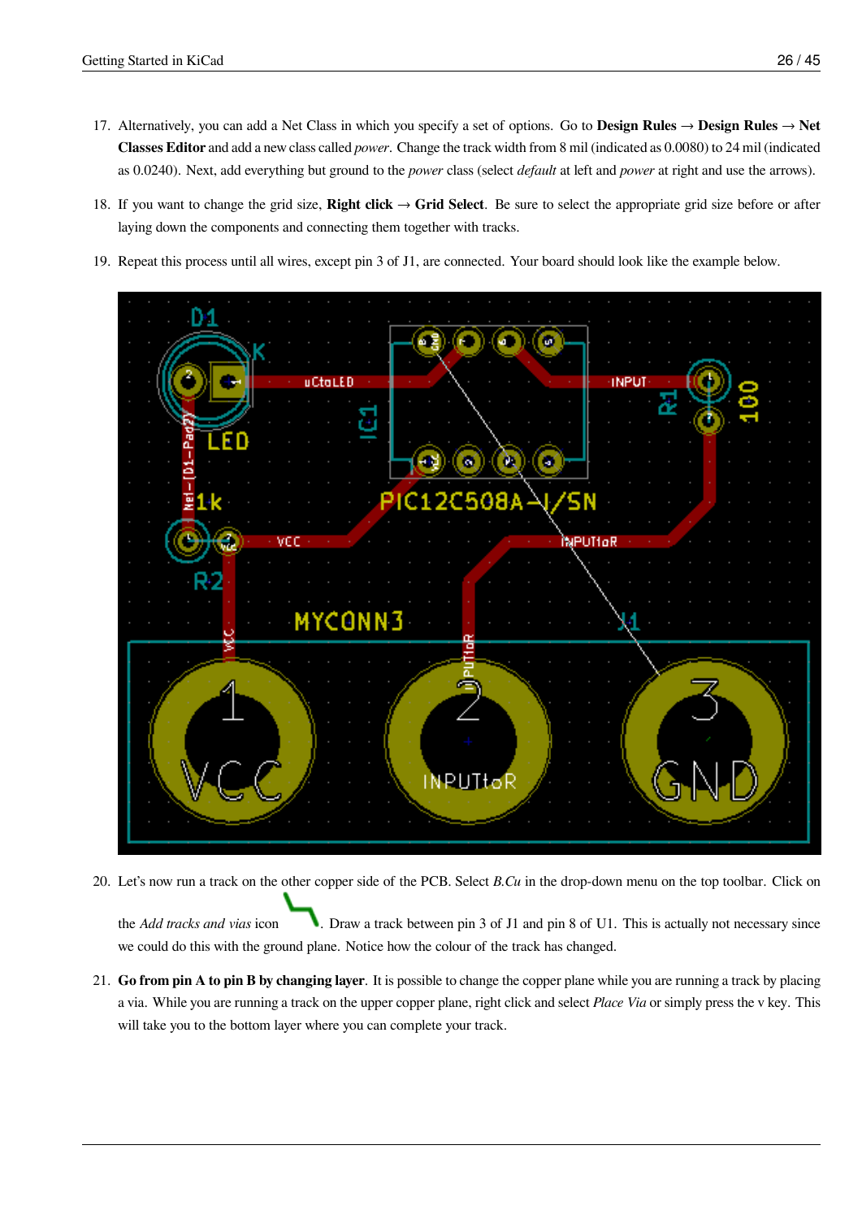17. Alternatively, you can add a Net Class in which you specify a set of options. Go to **Design Rules** → **Design Rules** → **Net Classes Editor** and add a new class called *power*. Change the track width from 8 mil (indicated as 0.0080) to 24 mil (indicated as 0.0240). Next, add everything but ground to the *power* class (select *default* at left and *power* at right and use the arrows).

18. If you want to change the grid size, **Right click** → **Grid Select**. Be sure to select the appropriate grid size before or after laying down the components and connecting them together with tracks.

19. Repeat this process until all wires, except pin 3 of J1, are connected. Your board should look like the example below.

20. Let's now run a track on the other copper side of the PCB. Select *B.Cu* in the drop-down menu on the top toolbar. Click on the *Add tracks and vias* icon. Draw a track between pin 3 of J1 and pin 8 of U1. This is actually not necessary since we could do this with the ground plane. Notice how the colour of the track has changed.

21. **Go from pin A to pin B by changing layer**. It is possible to change the copper plane while you are running a track by placing a via. While you are running a track on the upper copper plane, right click and select *Place Via* or simply press the v key. This will take you to the bottom layer where you can complete your track.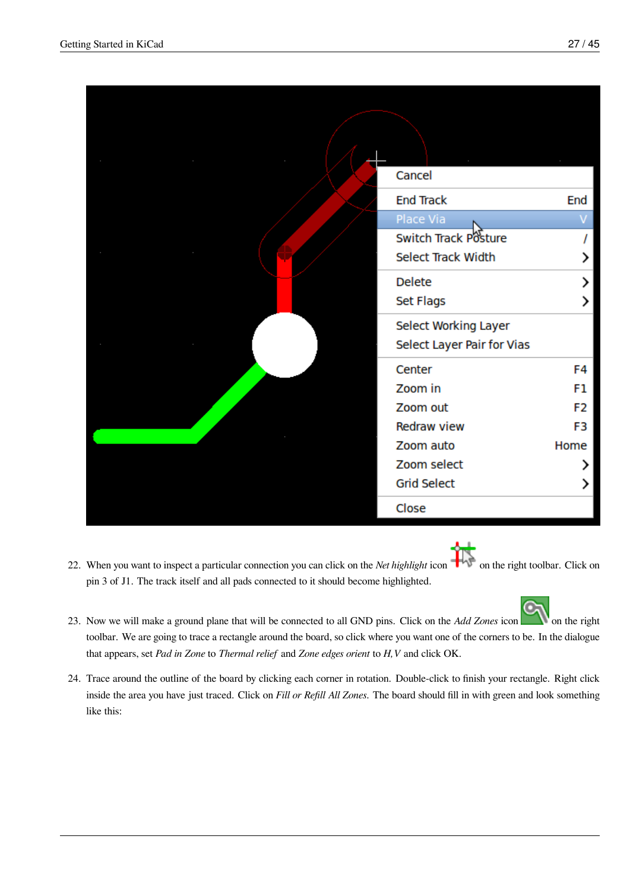22. When you want to inspect a particular connection you can click on the *Net highlight* icon on the right toolbar. Click on pin 3 of J1. The track itself and all pads connected to it should become highlighted.

23. Now we will make a ground plane that will be connected to all GND pins. Click on the *Add Zones* icon on the right toolbar. We are going to trace a rectangle around the board, so click where you want one of the corners to be. In the dialogue that appears, set *Pad in Zone* to *Thermal relief* and *Zone edges orient* to *H, V* and click OK.

24. Trace around the outline of the board by clicking each corner in rotation. Double-click to finish your rectangle. Right click inside the area you have just traced. Click on *Fill or Refill All Zones*. The board should fill in with green and look something like this: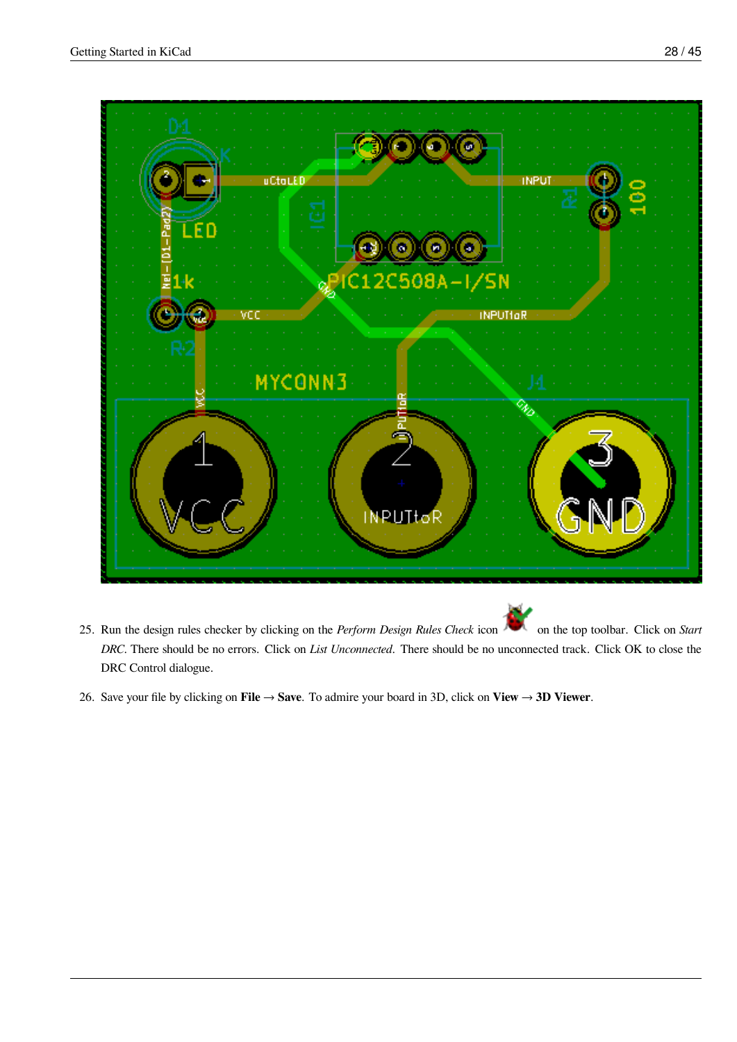25. Run the design rules checker by clicking on the *Perform Design Rules Check* icon on the top toolbar. Click on *Start DRC*. There should be no errors. Click on *List Unconnected*. There should be no unconnected track. Click OK to close the DRC Control dialogue.

26. Save your file by clicking on **File** → **Save**. To admire your board in 3D, click on **View** → **3D Viewer**.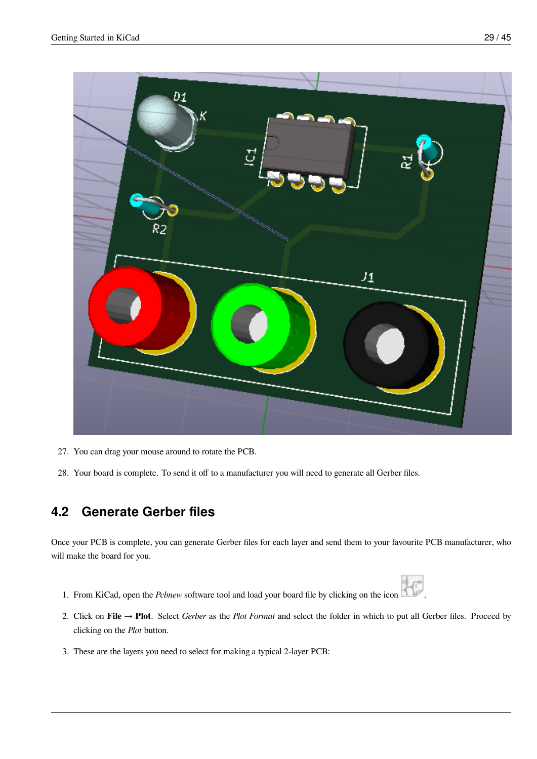27. You can drag your mouse around to rotate the PCB.

28. Your board is complete. To send it off to a manufacturer you will need to generate all Gerber files.

## 4.2 Generate Gerber files

Once your PCB is complete, you can generate Gerber files for each layer and send them to your favourite PCB manufacturer, who will make the board for you.

1. From KiCad, open the *Pcbnew* software tool and load your board file by clicking on the icon .

2. Click on **File** → **Plot**. Select *Gerber* as the *Plot Format* and select the folder in which to put all Gerber files. Proceed by clicking on the *Plot* button.

3. These are the layers you need to select for making a typical 2-layer PCB: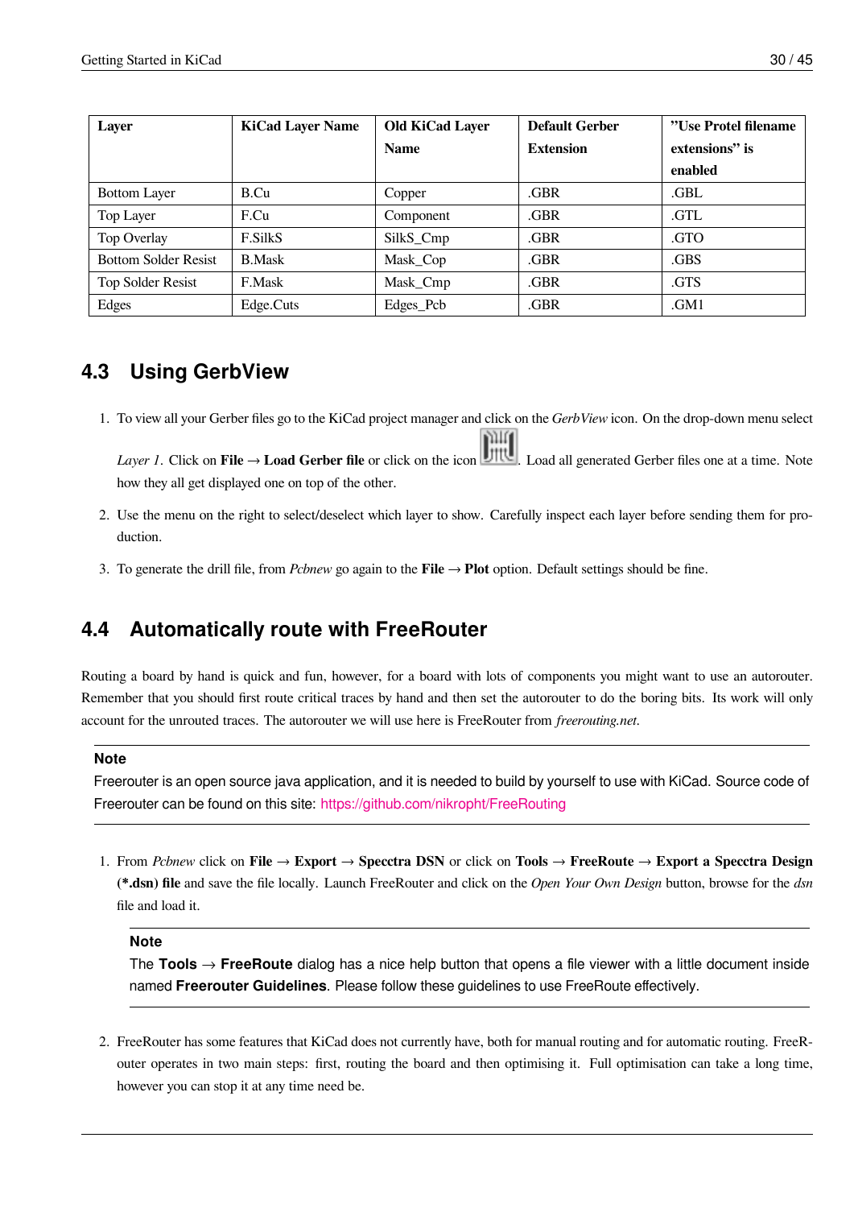| Layer | KiCad Layer Name | Old KiCad Layer Name | Default Gerber Extension | ”Use Protel filename extensions” is enabled |
|---|---|---|---|---|
| Bottom Layer | B.Cu | Copper | .GBR | .GBL |
| Top Layer | F.Cu | Component | .GBR | .GTL |
| Top Overlay | F.SilkS | SilkS_Cmp | .GBR | .GTO |
| Bottom Solder Resist | B.Mask | Mask_Cop | .GBR | .GBS |
| Top Solder Resist | F.Mask | Mask_Cmp | .GBR | .GTS |
| Edges | Edge.Cuts | Edges_Pcb | .GBR | .GM1 |

## 4.3 Using GerbView

1. To view all your Gerber files go to the KiCad project manager and click on the *GerbView* icon. On the drop-down menu select *Layer 1*. Click on **File** → **Load Gerber file** or click on the icon. Load all generated Gerber files one at a time. Note how they all get displayed one on top of the other.
2. Use the menu on the right to select/deselect which layer to show. Carefully inspect each layer before sending them for production.
3. To generate the drill file, from *Pcbnew* go again to the **File** → **Plot** option. Default settings should be fine.

## 4.4 Automatically route with FreeRouter

Routing a board by hand is quick and fun, however, for a board with lots of components you might want to use an autorouter. Remember that you should first route critical traces by hand and then set the autorouter to do the boring bits. Its work will only account for the unrouted traces. The autorouter we will use here is FreeRouter from *freerouting.net*.

**Note**

Freerouter is an open source java application, and it is needed to build by yourself to use with KiCad. Source code of Freerouter can be found on this site: https://github.com/nikropht/FreeRouting

1. From *Pcbnew* click on **File** → **Export** → **Specctra DSN** or click on **Tools** → **FreeRoute** → **Export a Specctra Design (*.dsn) file** and save the file locally. Launch FreeRouter and click on the *Open Your Own Design* button, browse for the *dsn* file and load it.

   **Note**

   The **Tools** → **FreeRoute** dialog has a nice help button that opens a file viewer with a little document inside named **Freerouter Guidelines**. Please follow these guidelines to use FreeRoute effectively.

2. FreeRouter has some features that KiCad does not currently have, both for manual routing and for automatic routing. FreeRouter operates in two main steps: first, routing the board and then optimising it. Full optimisation can take a long time, however you can stop it at any time need be.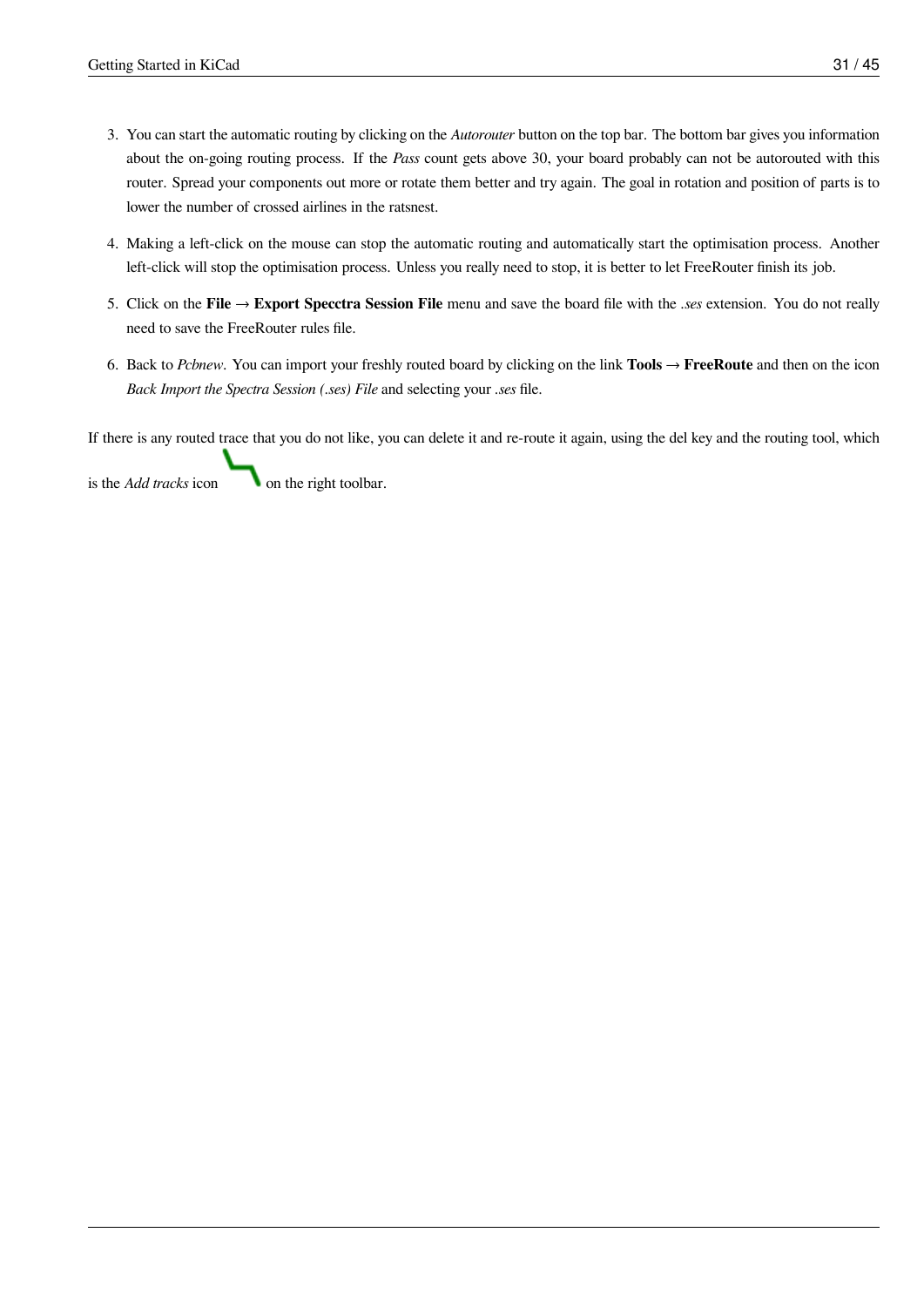3. You can start the automatic routing by clicking on the *Autorouter* button on the top bar. The bottom bar gives you information about the on-going routing process. If the *Pass* count gets above 30, your board probably can not be autorouted with this router. Spread your components out more or rotate them better and try again. The goal in rotation and position of parts is to lower the number of crossed airlines in the ratsnest.

4. Making a left-click on the mouse can stop the automatic routing and automatically start the optimisation process. Another left-click will stop the optimisation process. Unless you really need to stop, it is better to let FreeRouter finish its job.

5. Click on the **File** → **Export Specctra Session File** menu and save the board file with the *.ses* extension. You do not really need to save the FreeRouter rules file.

6. Back to *Pcbnew*. You can import your freshly routed board by clicking on the link **Tools** → **FreeRoute** and then on the icon *Back Import the Spectra Session (.ses) File* and selecting your *.ses* file.

If there is any routed trace that you do not like, you can delete it and re-route it again, using the del key and the routing tool, which is the *Add tracks* icon on the right toolbar.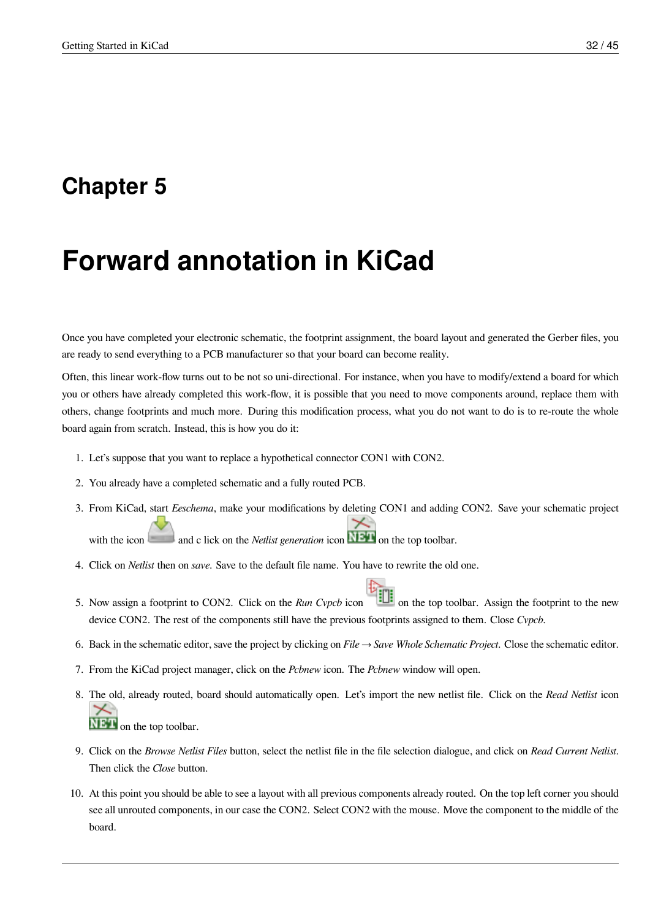# Chapter 5

# Forward annotation in KiCad

Once you have completed your electronic schematic, the footprint assignment, the board layout and generated the Gerber files, you are ready to send everything to a PCB manufacturer so that your board can become reality.

Often, this linear work-flow turns out to be not so uni-directional. For instance, when you have to modify/extend a board for which you or others have already completed this work-flow, it is possible that you need to move components around, replace them with others, change footprints and much more. During this modification process, what you do not want to do is to re-route the whole board again from scratch. Instead, this is how you do it:

1. Let's suppose that you want to replace a hypothetical connector CON1 with CON2.
2. You already have a completed schematic and a fully routed PCB.
3. From KiCad, start *Eeschema*, make your modifications by deleting CON1 and adding CON2. Save your schematic project with the icon and c lick on the *Netlist generation* icon on the top toolbar.
4. Click on *Netlist* then on *save*. Save to the default file name. You have to rewrite the old one.
5. Now assign a footprint to CON2. Click on the *Run Cvpcb* icon on the top toolbar. Assign the footprint to the new device CON2. The rest of the components still have the previous footprints assigned to them. Close *Cvpcb*.
6. Back in the schematic editor, save the project by clicking on *File → Save Whole Schematic Project*. Close the schematic editor.
7. From the KiCad project manager, click on the *Pcbnew* icon. The *Pcbnew* window will open.
8. The old, already routed, board should automatically open. Let's import the new netlist file. Click on the *Read Netlist* icon on the top toolbar.
9. Click on the *Browse Netlist Files* button, select the netlist file in the file selection dialogue, and click on *Read Current Netlist*. Then click the *Close* button.
10. At this point you should be able to see a layout with all previous components already routed. On the top left corner you should see all unrouted components, in our case the CON2. Select CON2 with the mouse. Move the component to the middle of the board.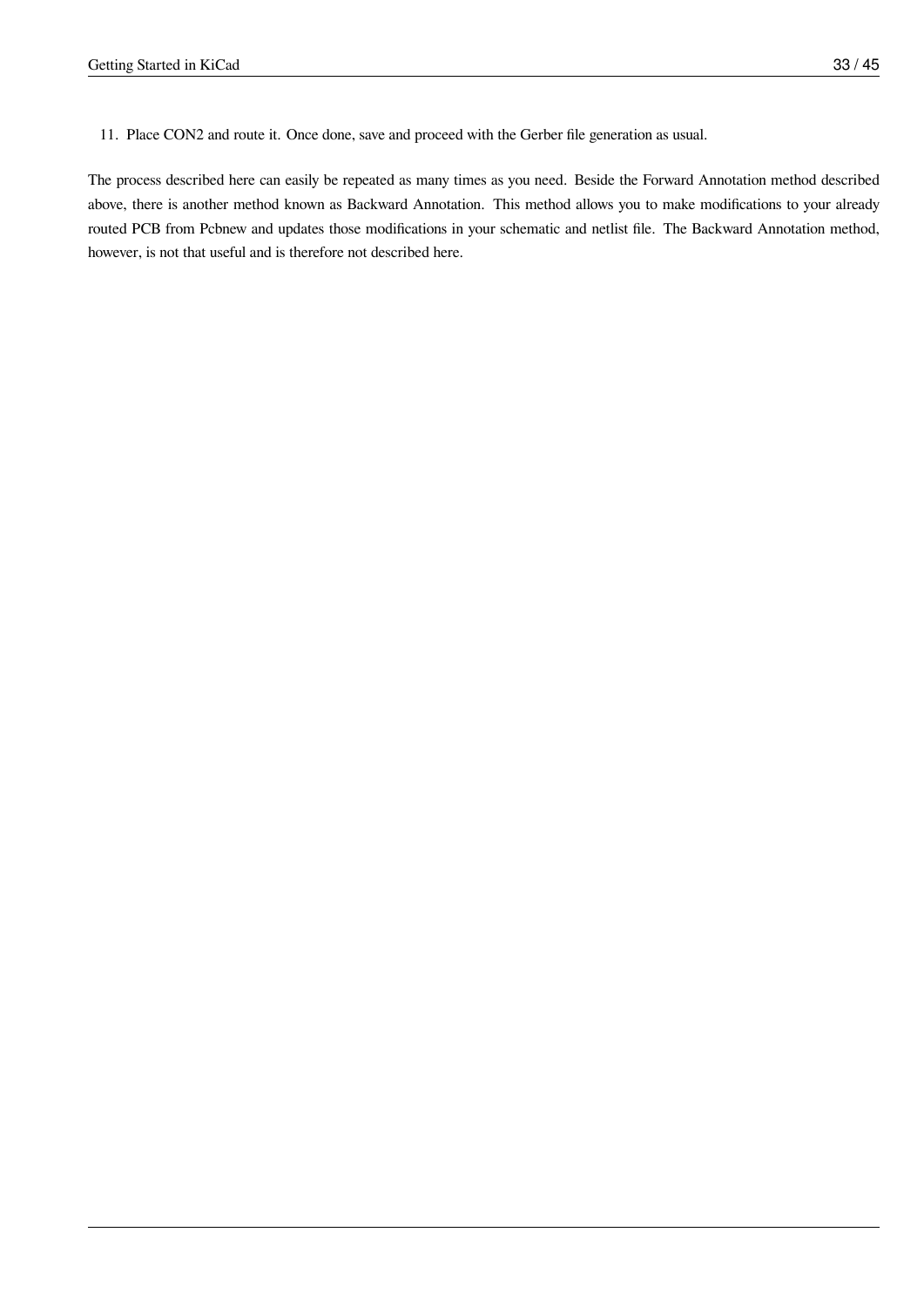11. Place CON2 and route it. Once done, save and proceed with the Gerber file generation as usual.

The process described here can easily be repeated as many times as you need. Beside the Forward Annotation method described above, there is another method known as Backward Annotation. This method allows you to make modifications to your already routed PCB from Pcbnew and updates those modifications in your schematic and netlist file. The Backward Annotation method, however, is not that useful and is therefore not described here.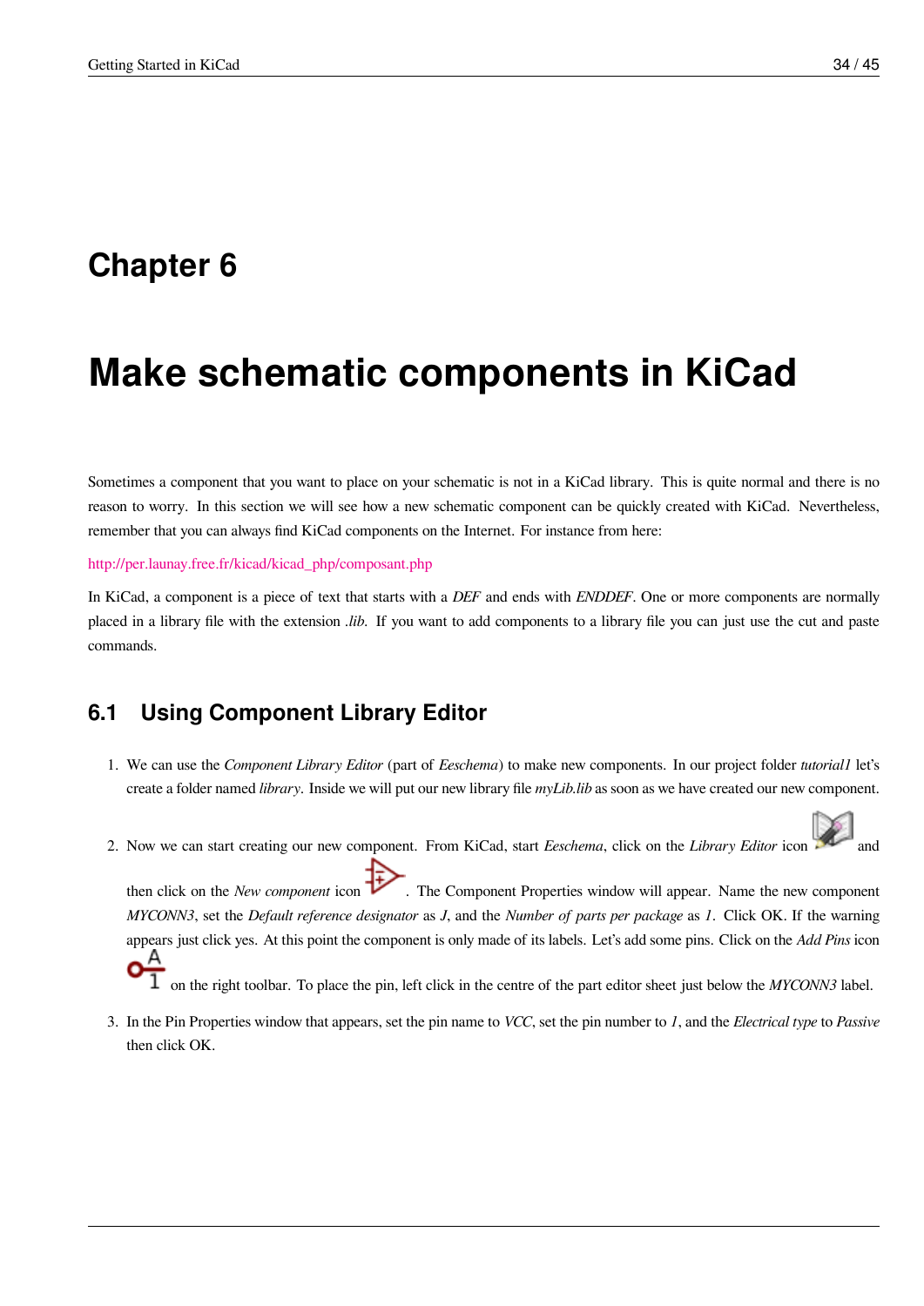# Chapter 6

# Make schematic components in KiCad

Sometimes a component that you want to place on your schematic is not in a KiCad library. This is quite normal and there is no reason to worry. In this section we will see how a new schematic component can be quickly created with KiCad. Nevertheless, remember that you can always find KiCad components on the Internet. For instance from here:

http://per.launay.free.fr/kicad/kicad_php/composant.php

In KiCad, a component is a piece of text that starts with a *DEF* and ends with *ENDDEF*. One or more components are normally placed in a library file with the extension *.lib*. If you want to add components to a library file you can just use the cut and paste commands.

## 6.1 Using Component Library Editor

1. We can use the *Component Library Editor* (part of *Eeschema*) to make new components. In our project folder *tutorial1* let's create a folder named *library*. Inside we will put our new library file *myLib.lib* as soon as we have created our new component.

2. Now we can start creating our new component. From KiCad, start *Eeschema*, click on the *Library Editor* icon and then click on the *New component* icon . The Component Properties window will appear. Name the new component *MYCONN3*, set the *Default reference designator* as *J*, and the *Number of parts per package* as *1*. Click OK. If the warning appears just click yes. At this point the component is only made of its labels. Let's add some pins. Click on the *Add Pins* icon on the right toolbar. To place the pin, left click in the centre of the part editor sheet just below the *MYCONN3* label.

3. In the Pin Properties window that appears, set the pin name to *VCC*, set the pin number to *1*, and the *Electrical type* to *Passive* then click OK.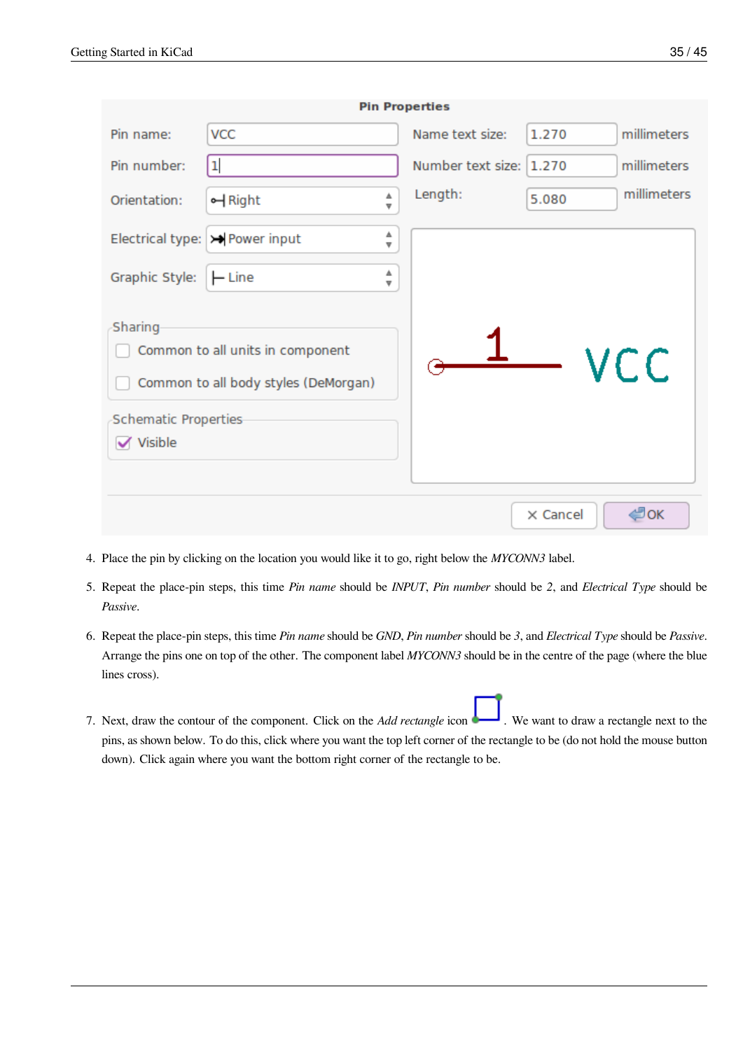4. Place the pin by clicking on the location you would like it to go, right below the *MYCONN3* label.

5. Repeat the place-pin steps, this time *Pin name* should be *INPUT*, *Pin number* should be *2*, and *Electrical Type* should be *Passive*.

6. Repeat the place-pin steps, this time *Pin name* should be *GND*, *Pin number* should be *3*, and *Electrical Type* should be *Passive*. Arrange the pins one on top of the other. The component label *MYCONN3* should be in the centre of the page (where the blue lines cross).

7. Next, draw the contour of the component. Click on the *Add rectangle* icon. We want to draw a rectangle next to the pins, as shown below. To do this, click where you want the top left corner of the rectangle to be (do not hold the mouse button down). Click again where you want the bottom right corner of the rectangle to be.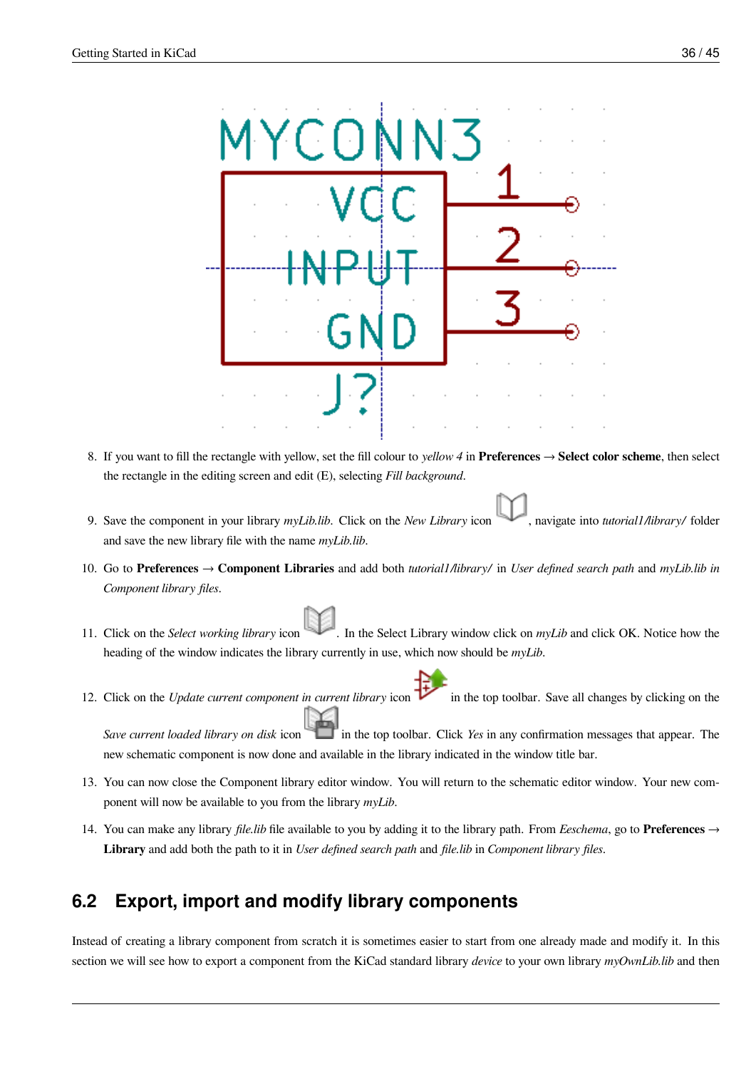8. If you want to fill the rectangle with yellow, set the fill colour to *yellow 4* in **Preferences** → **Select color scheme**, then select the rectangle in the editing screen and edit (E), selecting *Fill background*.

9. Save the component in your library *myLib.lib*. Click on the *New Library* icon , navigate into *tutorial1/library/* folder and save the new library file with the name *myLib.lib*.

10. Go to **Preferences** → **Component Libraries** and add both *tutorial1/library/* in *User defined search path* and *myLib.lib in Component library files*.

11. Click on the *Select working library* icon . In the Select Library window click on *myLib* and click OK. Notice how the heading of the window indicates the library currently in use, which now should be *myLib*.

12. Click on the *Update current component in current library* icon  in the top toolbar. Save all changes by clicking on the *Save current loaded library on disk* icon  in the top toolbar. Click *Yes* in any confirmation messages that appear. The new schematic component is now done and available in the library indicated in the window title bar.

13. You can now close the Component library editor window. You will return to the schematic editor window. Your new component will now be available to you from the library *myLib*.

14. You can make any library *file.lib* file available to you by adding it to the library path. From *Eeschema*, go to **Preferences** → **Library** and add both the path to it in *User defined search path* and *file.lib* in *Component library files*.

## 6.2 Export, import and modify library components

Instead of creating a library component from scratch it is sometimes easier to start from one already made and modify it. In this section we will see how to export a component from the KiCad standard library *device* to your own library *myOwnLib.lib* and then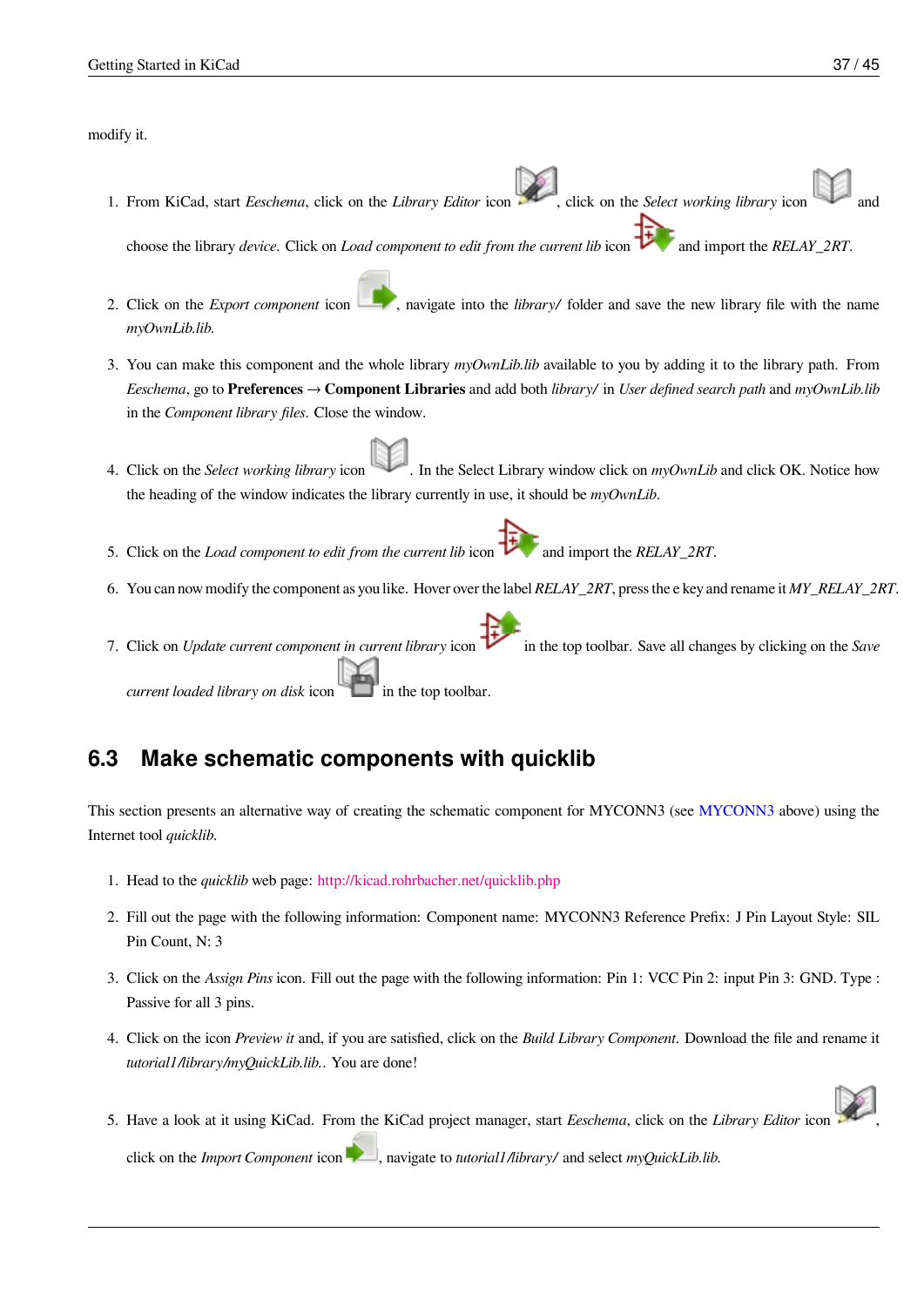modify it.

1. From KiCad, start *Eeschema*, click on the *Library Editor* icon , click on the *Select working library* icon and choose the library *device*. Click on *Load component to edit from the current lib* icon and import the *RELAY_2RT*.

2. Click on the *Export component* icon , navigate into the *library/* folder and save the new library file with the name *myOwnLib.lib*.

3. You can make this component and the whole library *myOwnLib.lib* available to you by adding it to the library path. From *Eeschema*, go to **Preferences** → **Component Libraries** and add both *library/* in *User defined search path* and *myOwnLib.lib* in the *Component library files*. Close the window.

4. Click on the *Select working library* icon . In the Select Library window click on *myOwnLib* and click OK. Notice how the heading of the window indicates the library currently in use, it should be *myOwnLib*.

5. Click on the *Load component to edit from the current lib* icon and import the *RELAY_2RT*.

6. You can now modify the component as you like. Hover over the label *RELAY_2RT*, press the e key and rename it *MY_RELAY_2RT*.

7. Click on *Update current component in current library* icon in the top toolbar. Save all changes by clicking on the *Save current loaded library on disk* icon in the top toolbar.

## 6.3 Make schematic components with quicklib

This section presents an alternative way of creating the schematic component for MYCONN3 (see MYCONN3 above) using the Internet tool *quicklib*.

1. Head to the *quicklib* web page: http://kicad.rohrbacher.net/quicklib.php

2. Fill out the page with the following information: Component name: MYCONN3 Reference Prefix: J Pin Layout Style: SIL Pin Count, N: 3

3. Click on the *Assign Pins* icon. Fill out the page with the following information: Pin 1: VCC Pin 2: input Pin 3: GND. Type : Passive for all 3 pins.

4. Click on the icon *Preview it* and, if you are satisfied, click on the *Build Library Component*. Download the file and rename it *tutorial1/library/myQuickLib.lib.*. You are done!

5. Have a look at it using KiCad. From the KiCad project manager, start *Eeschema*, click on the *Library Editor* icon , click on the *Import Component* icon , navigate to *tutorial1/library/* and select *myQuickLib.lib*.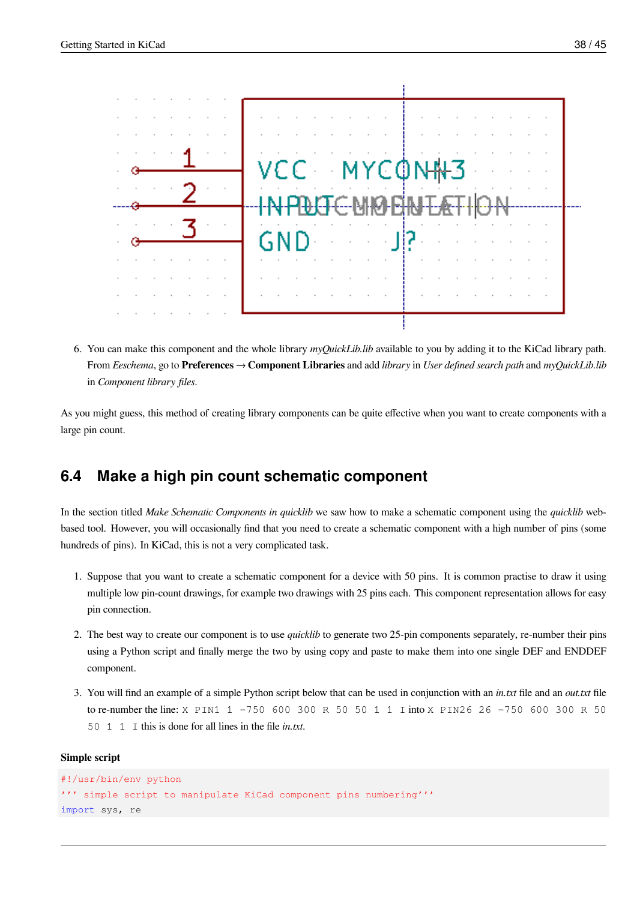6. You can make this component and the whole library *myQuickLib.lib* available to you by adding it to the KiCad library path. From *Eeschema*, go to **Preferences** → **Component Libraries** and add *library* in *User defined search path* and *myQuickLib.lib* in *Component library files*.

As you might guess, this method of creating library components can be quite effective when you want to create components with a large pin count.

## 6.4 Make a high pin count schematic component

In the section titled *Make Schematic Components in quicklib* we saw how to make a schematic component using the *quicklib* web-based tool. However, you will occasionally find that you need to create a schematic component with a high number of pins (some hundreds of pins). In KiCad, this is not a very complicated task.

1. Suppose that you want to create a schematic component for a device with 50 pins. It is common practise to draw it using multiple low pin-count drawings, for example two drawings with 25 pins each. This component representation allows for easy pin connection.

2. The best way to create our component is to use *quicklib* to generate two 25-pin components separately, re-number their pins using a Python script and finally merge the two by using copy and paste to make them into one single DEF and ENDDEF component.

3. You will find an example of a simple Python script below that can be used in conjunction with an *in.txt* file and an *out.txt* file to re-number the line: `X PIN1 1 -750 600 300 R 50 50 1 1 I` into `X PIN26 26 -750 600 300 R 50 50 1 1 I` this is done for all lines in the file *in.txt*.

**Simple script**

```
#!/usr/bin/env python
''' simple script to manipulate KiCad component pins numbering'''
import sys, re
```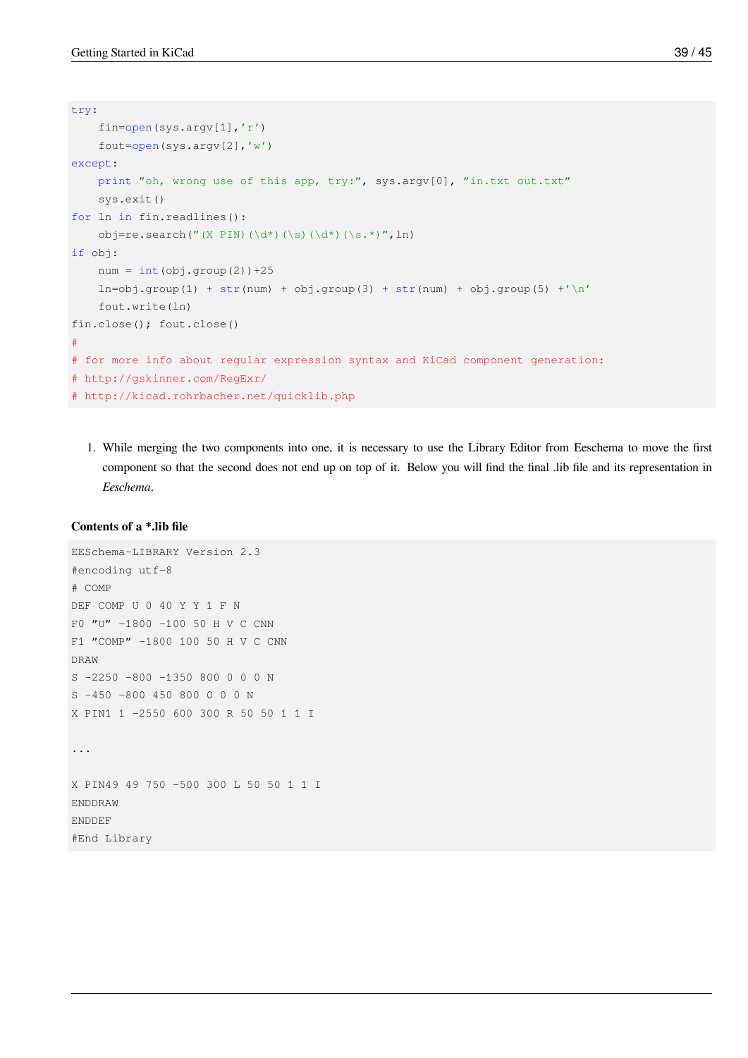```
try:
    fin=open(sys.argv[1],'r')
    fout=open(sys.argv[2],'w')
except:
    print "oh, wrong use of this app, try:", sys.argv[0], "in.txt out.txt"
    sys.exit()
for ln in fin.readlines():
    obj=re.search("(X PIN)(\d*)(\s)(\d*)(\s.*)",ln)
if obj:
    num = int(obj.group(2))+25
    ln=obj.group(1) + str(num) + obj.group(3) + str(num) + obj.group(5) +'\n'
    fout.write(ln)
fin.close(); fout.close()
#
# for more info about regular expression syntax and KiCad component generation:
# http://gskinner.com/RegExr/
# http://kicad.rohrbacher.net/quicklib.php
```

1. While merging the two components into one, it is necessary to use the Library Editor from Eeschema to move the first component so that the second does not end up on top of it. Below you will find the final .lib file and its representation in *Eeschema*.

**Contents of a *.lib file**

```
EESchema-LIBRARY Version 2.3
#encoding utf-8
# COMP
DEF COMP U 0 40 Y Y 1 F N
F0 "U" -1800 -100 50 H V C CNN
F1 "COMP" -1800 100 50 H V C CNN
DRAW
S -2250 -800 -1350 800 0 0 0 N
S -450 -800 450 800 0 0 0 N
X PIN1 1 -2550 600 300 R 50 50 1 1 I

...

X PIN49 49 750 -500 300 L 50 50 1 1 I
ENDDRAW
ENDDEF
#End Library
```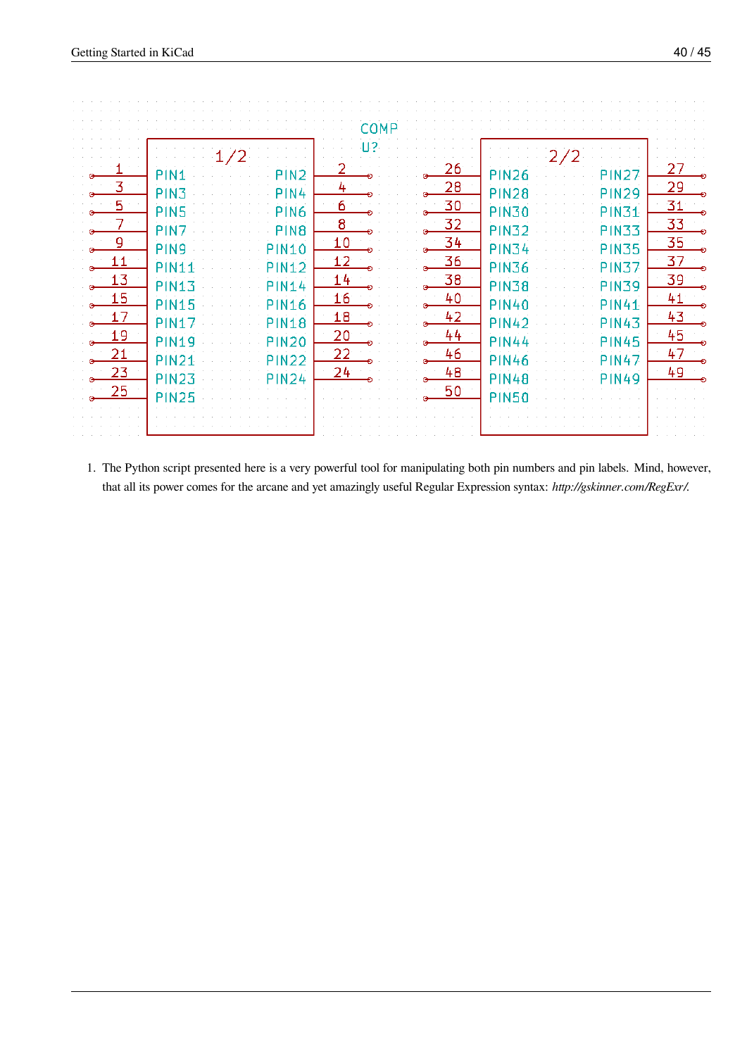1. The Python script presented here is a very powerful tool for manipulating both pin numbers and pin labels. Mind, however, that all its power comes for the arcane and yet amazingly useful Regular Expression syntax: *http://gskinner.com/RegExr/.*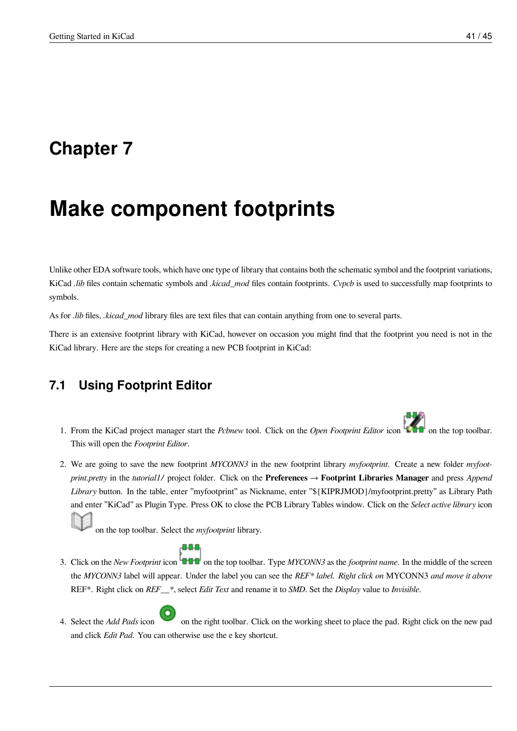# Chapter 7

# Make component footprints

Unlike other EDA software tools, which have one type of library that contains both the schematic symbol and the footprint variations, KiCad *.lib* files contain schematic symbols and *.kicad_mod* files contain footprints. *Cvpcb* is used to successfully map footprints to symbols.

As for *.lib* files, *.kicad_mod* library files are text files that can contain anything from one to several parts.

There is an extensive footprint library with KiCad, however on occasion you might find that the footprint you need is not in the KiCad library. Here are the steps for creating a new PCB footprint in KiCad:

## 7.1 Using Footprint Editor

1. From the KiCad project manager start the *Pcbnew* tool. Click on the *Open Footprint Editor* icon on the top toolbar. This will open the *Footprint Editor*.
2. We are going to save the new footprint *MYCONN3* in the new footprint library *myfootprint*. Create a new folder *myfootprint.pretty* in the *tutorial1/* project folder. Click on the **Preferences → Footprint Libraries Manager** and press *Append Library* button. In the table, enter "myfootprint" as Nickname, enter "${KIPRJMOD}/myfootprint.pretty" as Library Path and enter "KiCad" as Plugin Type. Press OK to close the PCB Library Tables window. Click on the *Select active library* icon on the top toolbar. Select the *myfootprint* library.
3. Click on the *New Footprint* icon on the top toolbar. Type *MYCONN3* as the *footprint name*. In the middle of the screen the *MYCONN3* label will appear. Under the label you can see the *REF* label. Right click on* MYCONN3 *and move it above* REF*. Right click on *REF__**, select *Edit Text* and rename it to *SMD*. Set the *Display* value to *Invisible*.
4. Select the *Add Pads* icon on the right toolbar. Click on the working sheet to place the pad. Right click on the new pad and click *Edit Pad*. You can otherwise use the e key shortcut.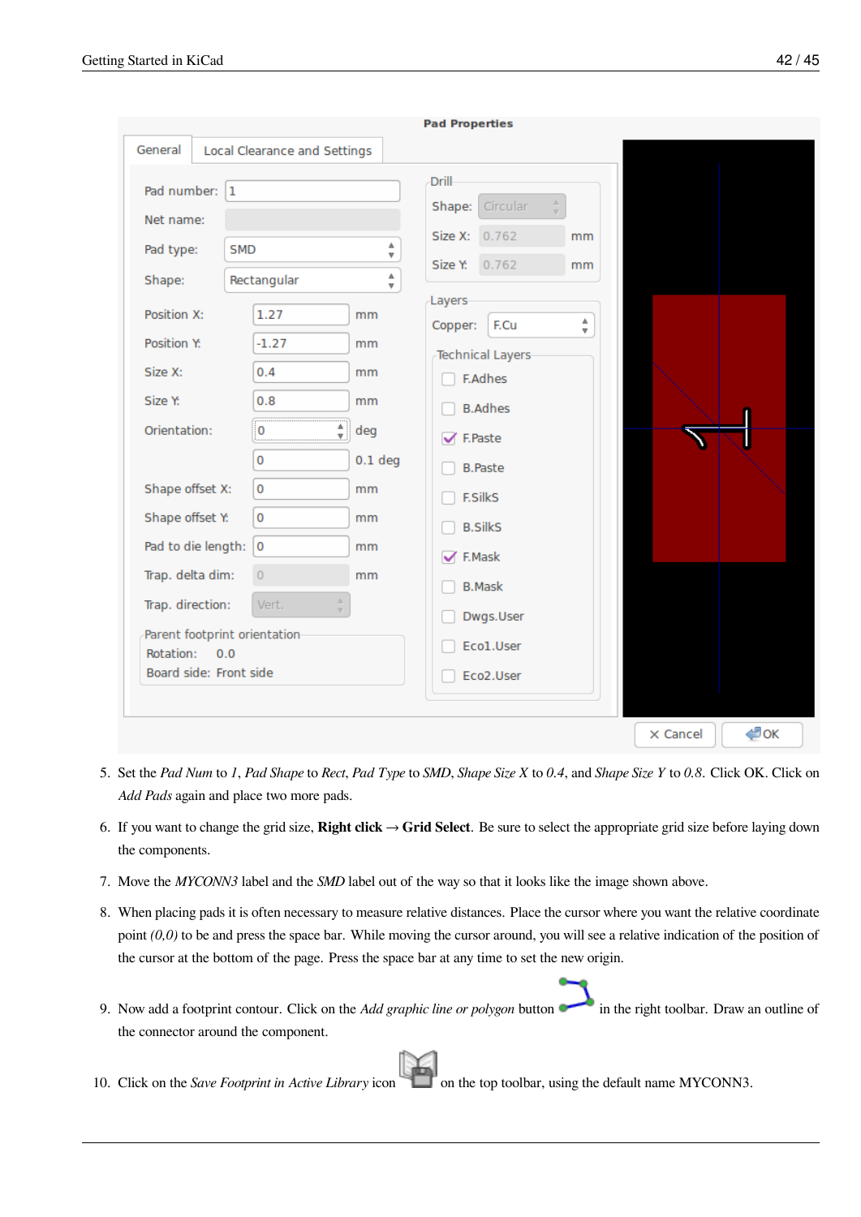5. Set the *Pad Num* to *1*, *Pad Shape* to *Rect*, *Pad Type* to *SMD*, *Shape Size X* to *0.4*, and *Shape Size Y* to *0.8*. Click OK. Click on *Add Pads* again and place two more pads.

6. If you want to change the grid size, **Right click** → **Grid Select**. Be sure to select the appropriate grid size before laying down the components.

7. Move the *MYCONN3* label and the *SMD* label out of the way so that it looks like the image shown above.

8. When placing pads it is often necessary to measure relative distances. Place the cursor where you want the relative coordinate point *(0,0)* to be and press the space bar. While moving the cursor around, you will see a relative indication of the position of the cursor at the bottom of the page. Press the space bar at any time to set the new origin.

9. Now add a footprint contour. Click on the *Add graphic line or polygon* button in the right toolbar. Draw an outline of the connector around the component.

10. Click on the *Save Footprint in Active Library* icon on the top toolbar, using the default name MYCONN3.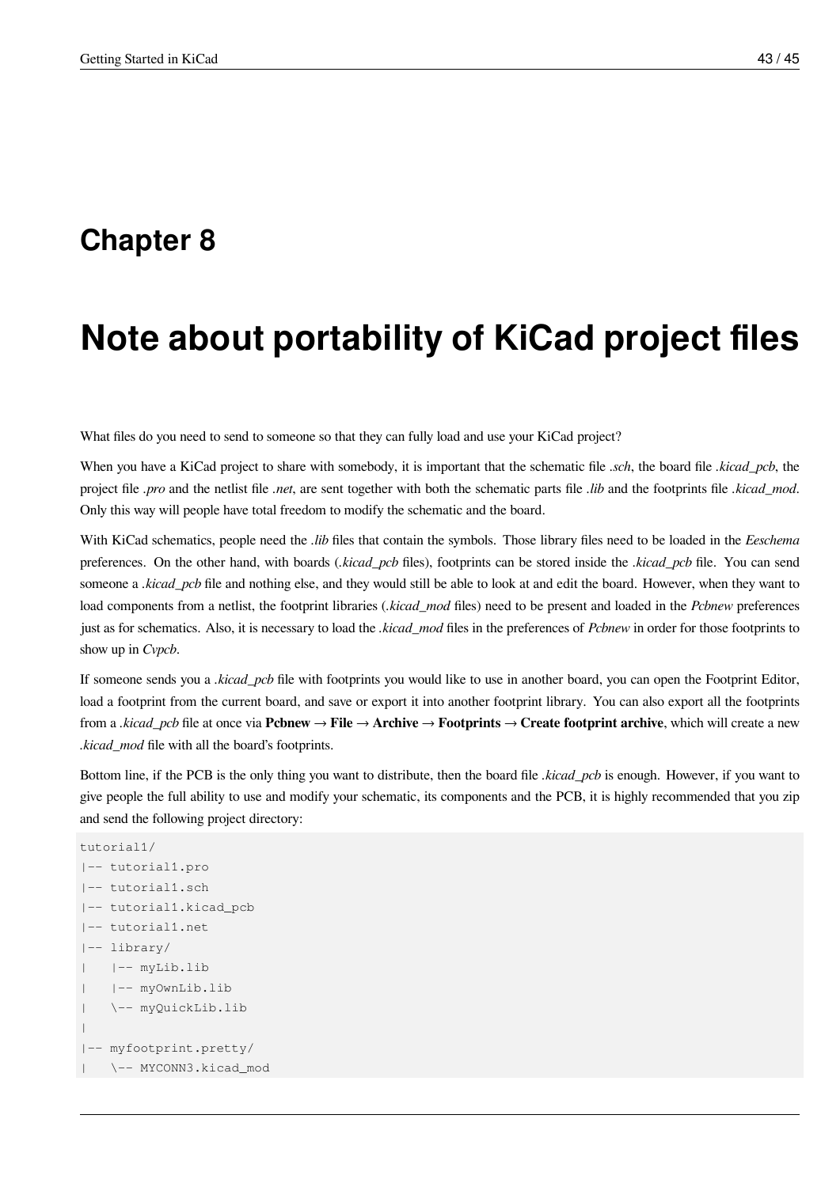# Chapter 8

# Note about portability of KiCad project files

What files do you need to send to someone so that they can fully load and use your KiCad project?

When you have a KiCad project to share with somebody, it is important that the schematic file *.sch*, the board file *.kicad_pcb*, the project file *.pro* and the netlist file *.net*, are sent together with both the schematic parts file *.lib* and the footprints file *.kicad_mod*. Only this way will people have total freedom to modify the schematic and the board.

With KiCad schematics, people need the *.lib* files that contain the symbols. Those library files need to be loaded in the *Eeschema* preferences. On the other hand, with boards (*.kicad_pcb* files), footprints can be stored inside the *.kicad_pcb* file. You can send someone a *.kicad_pcb* file and nothing else, and they would still be able to look at and edit the board. However, when they want to load components from a netlist, the footprint libraries (*.kicad_mod* files) need to be present and loaded in the *Pcbnew* preferences just as for schematics. Also, it is necessary to load the *.kicad_mod* files in the preferences of *Pcbnew* in order for those footprints to show up in *Cvpcb*.

If someone sends you a *.kicad_pcb* file with footprints you would like to use in another board, you can open the Footprint Editor, load a footprint from the current board, and save or export it into another footprint library. You can also export all the footprints from a *.kicad_pcb* file at once via **Pcbnew → File → Archive → Footprints → Create footprint archive**, which will create a new *.kicad_mod* file with all the board's footprints.

Bottom line, if the PCB is the only thing you want to distribute, then the board file *.kicad_pcb* is enough. However, if you want to give people the full ability to use and modify your schematic, its components and the PCB, it is highly recommended that you zip and send the following project directory:

```
tutorial1/
|-- tutorial1.pro
|-- tutorial1.sch
|-- tutorial1.kicad_pcb
|-- tutorial1.net
|-- library/
|   |-- myLib.lib
|   |-- myOwnLib.lib
|   \-- myQuickLib.lib
|
|-- myfootprint.pretty/
|   \-- MYCONN3.kicad_mod
```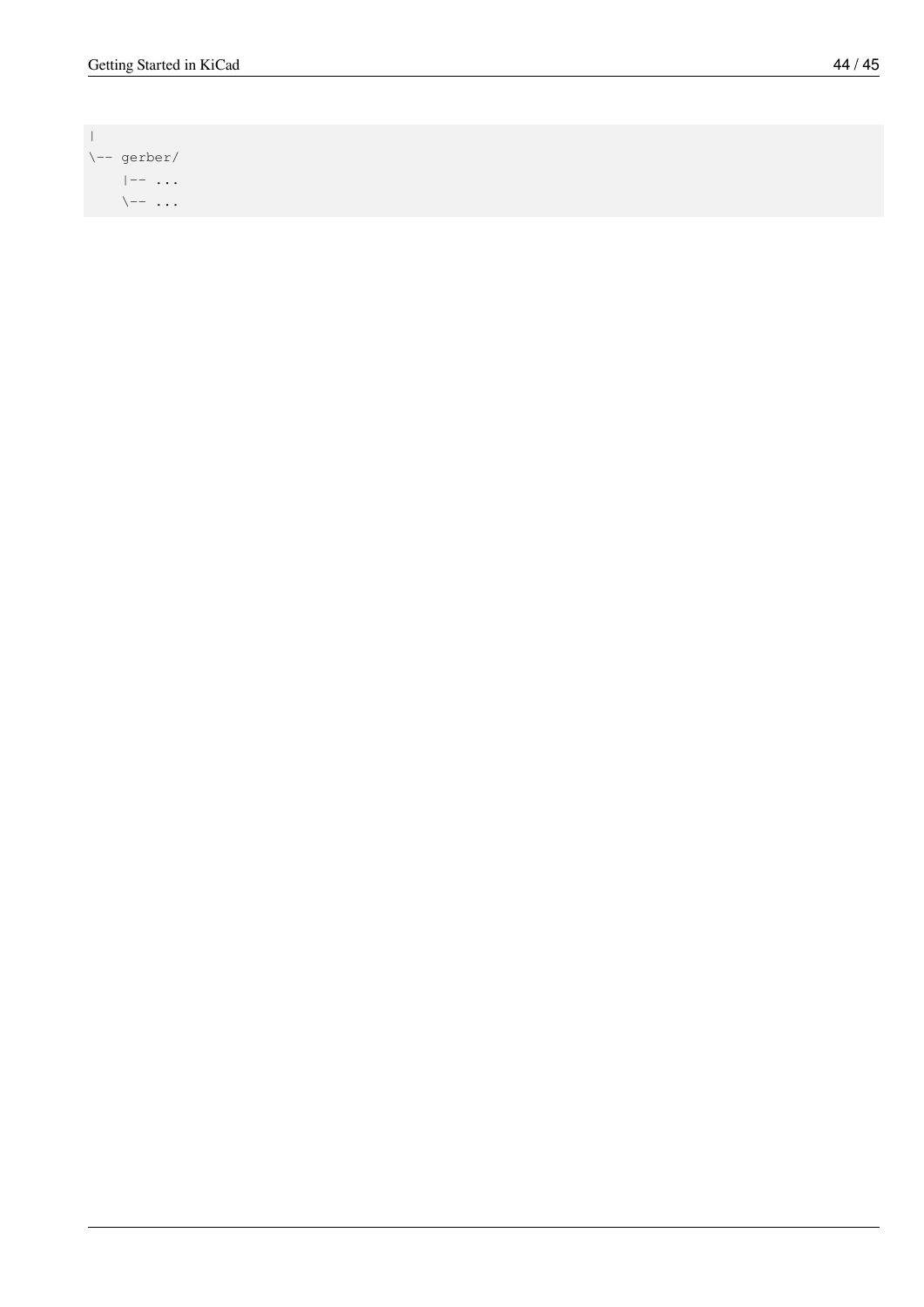```
|
\-- gerber/
    |-- ...
    \-- ...
```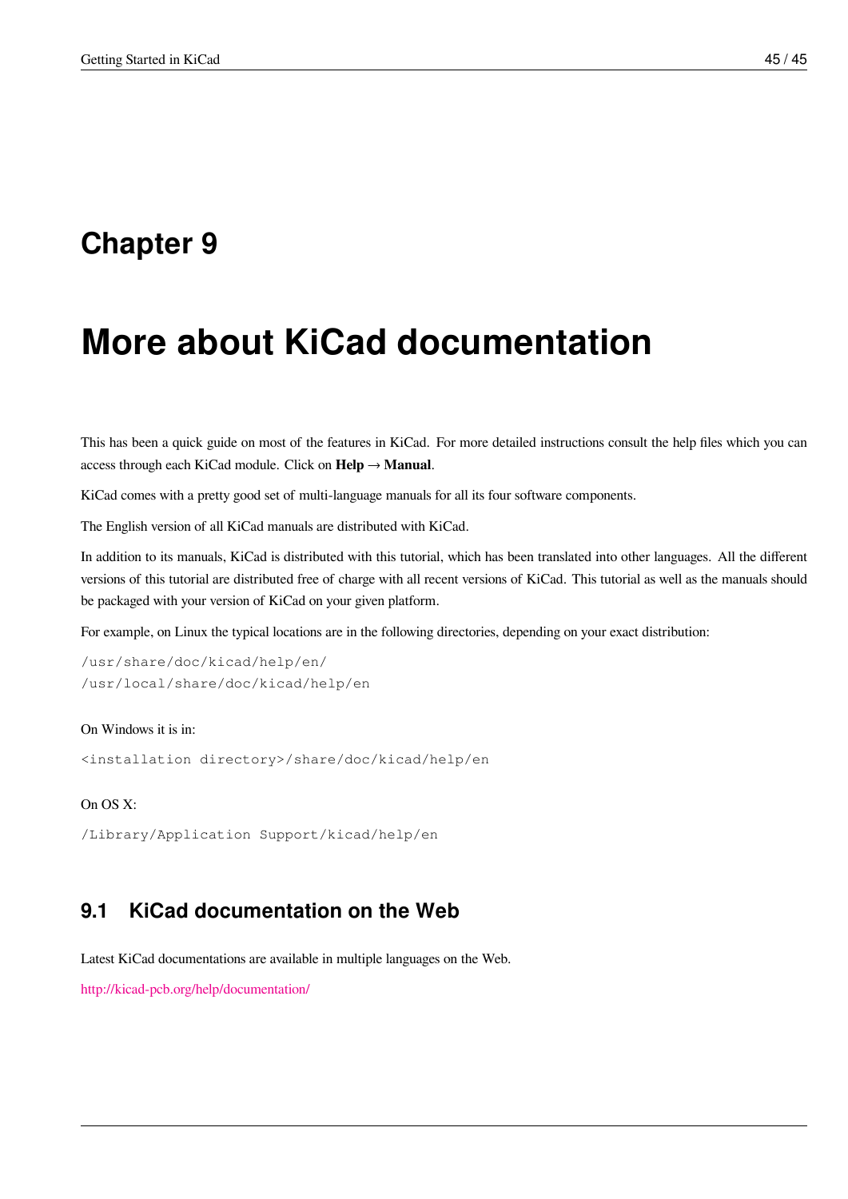# Chapter 9

# More about KiCad documentation

This has been a quick guide on most of the features in KiCad. For more detailed instructions consult the help files which you can access through each KiCad module. Click on **Help** → **Manual**.

KiCad comes with a pretty good set of multi-language manuals for all its four software components.

The English version of all KiCad manuals are distributed with KiCad.

In addition to its manuals, KiCad is distributed with this tutorial, which has been translated into other languages. All the different versions of this tutorial are distributed free of charge with all recent versions of KiCad. This tutorial as well as the manuals should be packaged with your version of KiCad on your given platform.

For example, on Linux the typical locations are in the following directories, depending on your exact distribution:

```
/usr/share/doc/kicad/help/en/
/usr/local/share/doc/kicad/help/en
```

On Windows it is in:

```
<installation directory>/share/doc/kicad/help/en
```

On OS X:

```
/Library/Application Support/kicad/help/en
```

## 9.1 KiCad documentation on the Web

Latest KiCad documentations are available in multiple languages on the Web.

http://kicad-pcb.org/help/documentation/